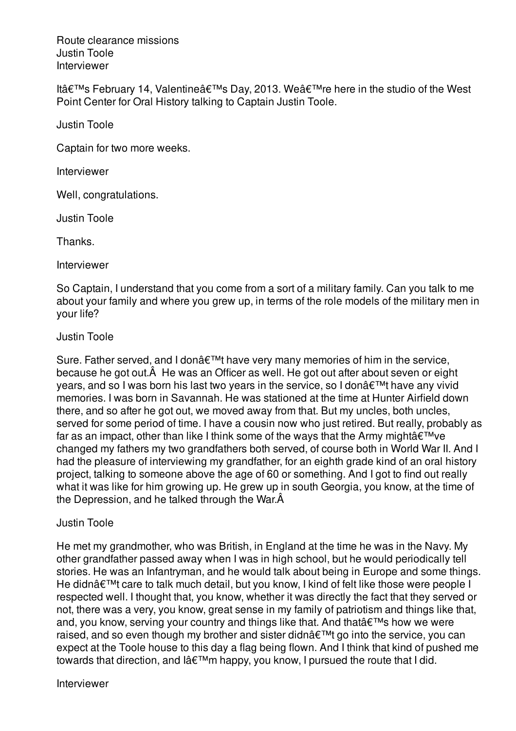Route clearance missions
Justin Toole
Interviewer

Itâ€™s February 14, Valentineâ€™s Day, 2013. Weâ€™re here in the studio of the West Point Center for Oral History talking to Captain Justin Toole.

Justin Toole

Captain for two more weeks.

Interviewer

Well, congratulations.

Justin Toole

Thanks.

Interviewer

So Captain, I understand that you come from a sort of a military family. Can you talk to me about your family and where you grew up, in terms of the role models of the military men in your life?

Justin Toole

Sure. Father served, and I donâ€™t have very many memories of him in the service, because he got out.Â  He was an Officer as well. He got out after about seven or eight years, and so I was born his last two years in the service, so I donâ€™t have any vivid memories. I was born in Savannah. He was stationed at the time at Hunter Airfield down there, and so after he got out, we moved away from that. But my uncles, both uncles, served for some period of time. I have a cousin now who just retired. But really, probably as far as an impact, other than like I think some of the ways that the Army mightâ€™ve changed my fathers my two grandfathers both served, of course both in World War II. And I had the pleasure of interviewing my grandfather, for an eighth grade kind of an oral history project, talking to someone above the age of 60 or something. And I got to find out really what it was like for him growing up. He grew up in south Georgia, you know, at the time of the Depression, and he talked through the War.Â

Justin Toole

He met my grandmother, who was British, in England at the time he was in the Navy. My other grandfather passed away when I was in high school, but he would periodically tell stories. He was an Infantryman, and he would talk about being in Europe and some things. He didnâ€™t care to talk much detail, but you know, I kind of felt like those were people I respected well. I thought that, you know, whether it was directly the fact that they served or not, there was a very, you know, great sense in my family of patriotism and things like that, and, you know, serving your country and things like that. And thatâ€™s how we were raised, and so even though my brother and sister didnâ€™t go into the service, you can expect at the Toole house to this day a flag being flown. And I think that kind of pushed me towards that direction, and Iâ€™m happy, you know, I pursued the route that I did.

Interviewer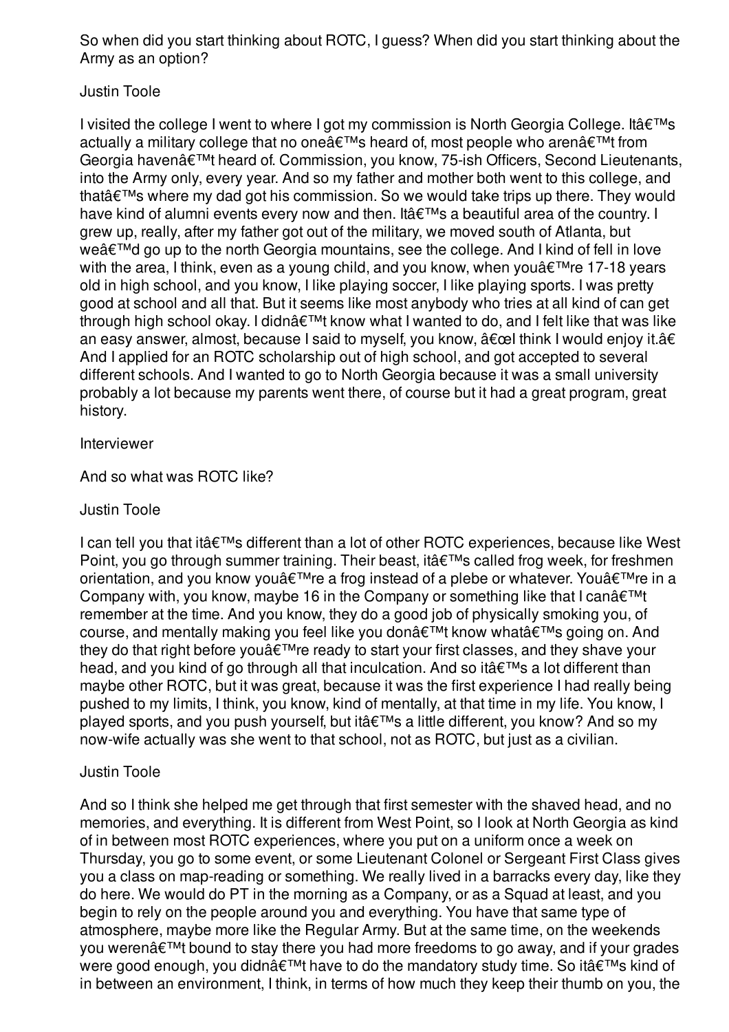So when did you start thinking about ROTC, I guess? When did you start thinking about the Army as an option?

Justin Toole

I visited the college I went to where I got my commission is North Georgia College. Itâ€™s actually a military college that no oneâ€™s heard of, most people who arenâ€™t from Georgia havenâ€™t heard of. Commission, you know, 75-ish Officers, Second Lieutenants, into the Army only, every year. And so my father and mother both went to this college, and thatâ€™s where my dad got his commission. So we would take trips up there. They would have kind of alumni events every now and then. Itâ€™s a beautiful area of the country. I grew up, really, after my father got out of the military, we moved south of Atlanta, but weâ€™d go up to the north Georgia mountains, see the college. And I kind of fell in love with the area, I think, even as a young child, and you know, when youâ€™re 17-18 years old in high school, and you know, I like playing soccer, I like playing sports. I was pretty good at school and all that. But it seems like most anybody who tries at all kind of can get through high school okay. I didnâ€™t know what I wanted to do, and I felt like that was like an easy answer, almost, because I said to myself, you know, â€œI think I would enjoy it.â€ And I applied for an ROTC scholarship out of high school, and got accepted to several different schools. And I wanted to go to North Georgia because it was a small university probably a lot because my parents went there, of course but it had a great program, great history.

Interviewer

And so what was ROTC like?

Justin Toole

I can tell you that itâ€™s different than a lot of other ROTC experiences, because like West Point, you go through summer training. Their beast, itâ€™s called frog week, for freshmen orientation, and you know youâ€™re a frog instead of a plebe or whatever. Youâ€™re in a Company with, you know, maybe 16 in the Company or something like that I canâ€™t remember at the time. And you know, they do a good job of physically smoking you, of course, and mentally making you feel like you donâ€™t know whatâ€™s going on. And they do that right before youâ€™re ready to start your first classes, and they shave your head, and you kind of go through all that inculcation. And so itâ€™s a lot different than maybe other ROTC, but it was great, because it was the first experience I had really being pushed to my limits, I think, you know, kind of mentally, at that time in my life. You know, I played sports, and you push yourself, but itâ€™s a little different, you know? And so my now-wife actually was she went to that school, not as ROTC, but just as a civilian.

Justin Toole

And so I think she helped me get through that first semester with the shaved head, and no memories, and everything. It is different from West Point, so I look at North Georgia as kind of in between most ROTC experiences, where you put on a uniform once a week on Thursday, you go to some event, or some Lieutenant Colonel or Sergeant First Class gives you a class on map-reading or something. We really lived in a barracks every day, like they do here. We would do PT in the morning as a Company, or as a Squad at least, and you begin to rely on the people around you and everything. You have that same type of atmosphere, maybe more like the Regular Army. But at the same time, on the weekends you werenâ€™t bound to stay there you had more freedoms to go away, and if your grades were good enough, you didnâ€™t have to do the mandatory study time. So itâ€™s kind of in between an environment, I think, in terms of how much they keep their thumb on you, the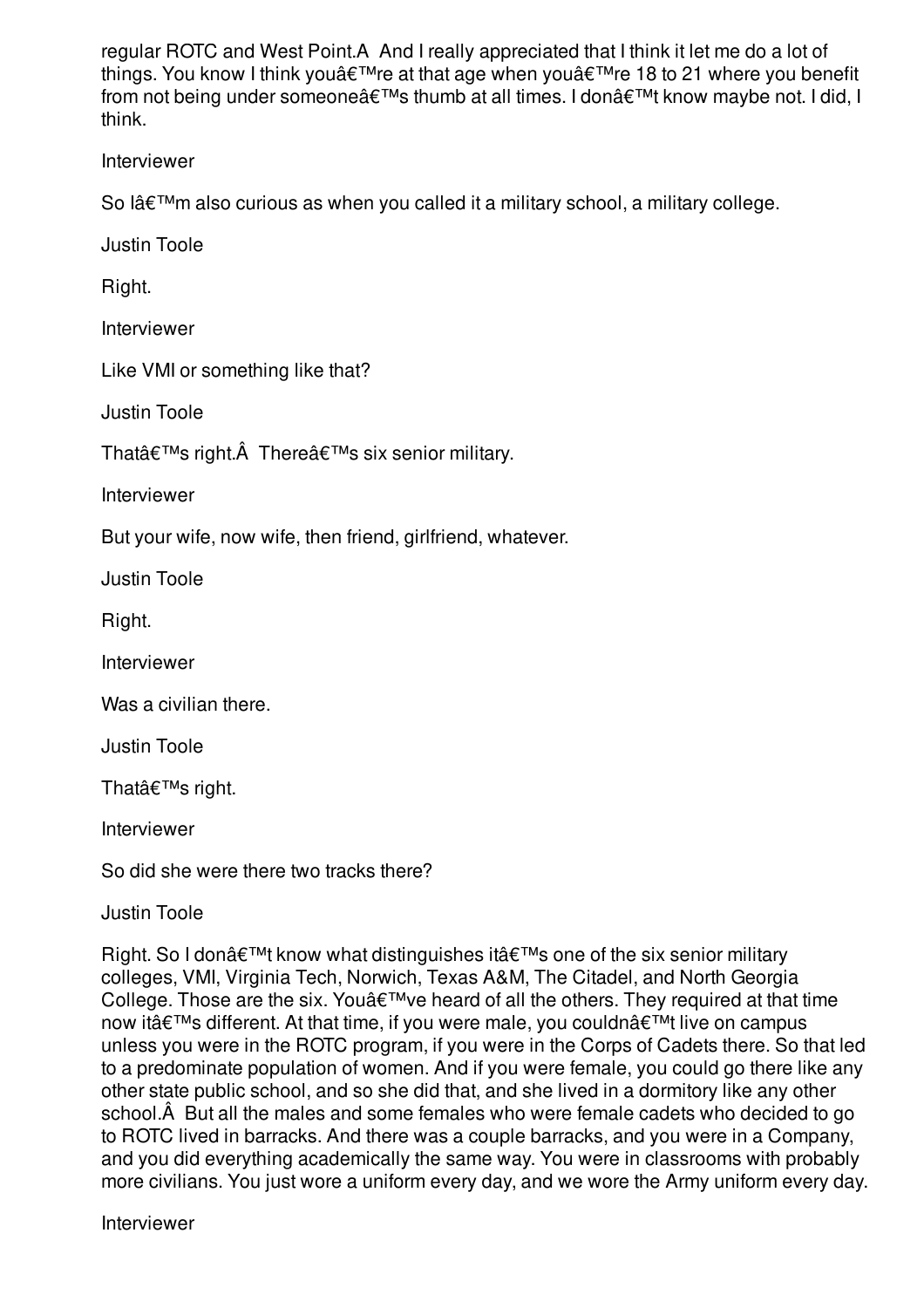regular ROTC and West Point.A  And I really appreciated that I think it let me do a lot of things. You know I think youâ€™re at that age when youâ€™re 18 to 21 where you benefit from not being under someoneâ€™s thumb at all times. I donâ€™t know maybe not. I did, I think.

Interviewer

So Iâ€™m also curious as when you called it a military school, a military college.

Justin Toole

Right.

Interviewer

Like VMI or something like that?

Justin Toole

Thatâ€™s right.Â  Thereâ€™s six senior military.

Interviewer

But your wife, now wife, then friend, girlfriend, whatever.

Justin Toole

Right.

Interviewer

Was a civilian there.

Justin Toole

Thatâ€™s right.

Interviewer

So did she were there two tracks there?

Justin Toole

Right. So I donâ€™t know what distinguishes itâ€™s one of the six senior military colleges, VMI, Virginia Tech, Norwich, Texas A&M, The Citadel, and North Georgia College. Those are the six. Youâ€™ve heard of all the others. They required at that time now itâ€™s different. At that time, if you were male, you couldnâ€™t live on campus unless you were in the ROTC program, if you were in the Corps of Cadets there. So that led to a predominate population of women. And if you were female, you could go there like any other state public school, and so she did that, and she lived in a dormitory like any other school.Â  But all the males and some females who were female cadets who decided to go to ROTC lived in barracks. And there was a couple barracks, and you were in a Company, and you did everything academically the same way. You were in classrooms with probably more civilians. You just wore a uniform every day, and we wore the Army uniform every day.

Interviewer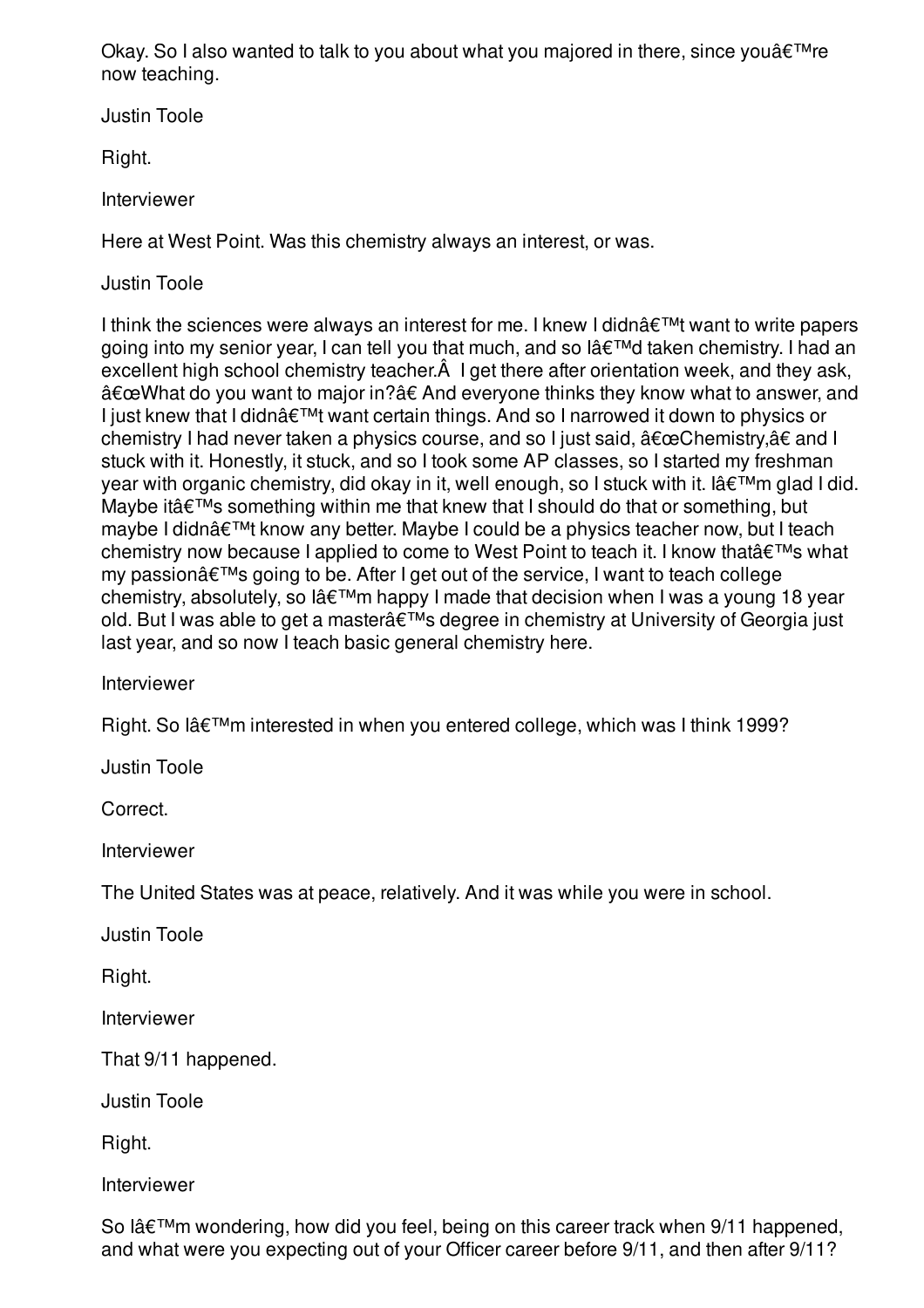Okay. So I also wanted to talk to you about what you majored in there, since youâ€™re now teaching.

Justin Toole

Right.

Interviewer

Here at West Point. Was this chemistry always an interest, or was.

Justin Toole

I think the sciences were always an interest for me. I knew I didnâ€™t want to write papers going into my senior year, I can tell you that much, and so Iâ€™d taken chemistry. I had an excellent high school chemistry teacher.Â  I get there after orientation week, and they ask, â€œWhat do you want to major in?â€ And everyone thinks they know what to answer, and I just knew that I didnâ€™t want certain things. And so I narrowed it down to physics or chemistry I had never taken a physics course, and so I just said, â€œChemistry,â€ and I stuck with it. Honestly, it stuck, and so I took some AP classes, so I started my freshman year with organic chemistry, did okay in it, well enough, so I stuck with it. Iâ€™m glad I did. Maybe itâ€™s something within me that knew that I should do that or something, but maybe I didnâ€™t know any better. Maybe I could be a physics teacher now, but I teach chemistry now because I applied to come to West Point to teach it. I know thatâ€™s what my passionâ€™s going to be. After I get out of the service, I want to teach college chemistry, absolutely, so Iâ€™m happy I made that decision when I was a young 18 year old. But I was able to get a masterâ€™s degree in chemistry at University of Georgia just last year, and so now I teach basic general chemistry here.

Interviewer

Right. So Iâ€™m interested in when you entered college, which was I think 1999?

Justin Toole

Correct.

Interviewer

The United States was at peace, relatively. And it was while you were in school.

Justin Toole

Right.

Interviewer

That 9/11 happened.

Justin Toole

Right.

Interviewer

So Iâ€™m wondering, how did you feel, being on this career track when 9/11 happened, and what were you expecting out of your Officer career before 9/11, and then after 9/11?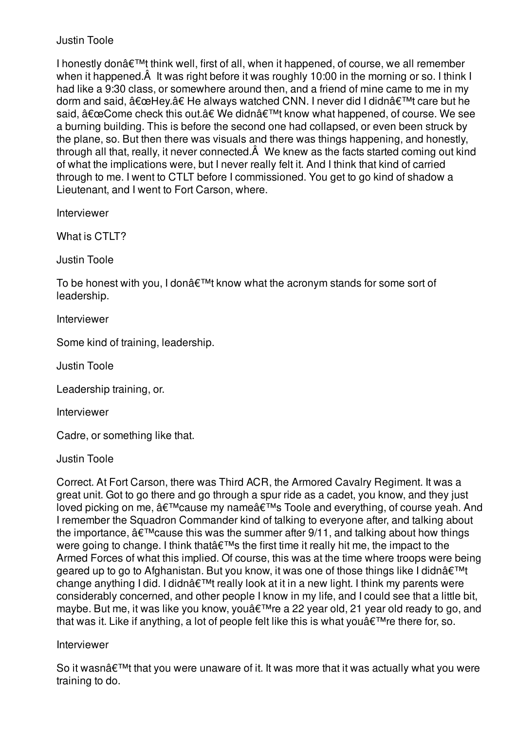Justin Toole

I honestly donâ€™t think well, first of all, when it happened, of course, we all remember when it happened.Â  It was right before it was roughly 10:00 in the morning or so. I think I had like a 9:30 class, or somewhere around then, and a friend of mine came to me in my dorm and said, â€œHey.â€ He always watched CNN. I never did I didnâ€™t care but he said, â€œCome check this out.â€ We didnâ€™t know what happened, of course. We see a burning building. This is before the second one had collapsed, or even been struck by the plane, so. But then there was visuals and there was things happening, and honestly, through all that, really, it never connected.Â  We knew as the facts started coming out kind of what the implications were, but I never really felt it. And I think that kind of carried through to me. I went to CTLT before I commissioned. You get to go kind of shadow a Lieutenant, and I went to Fort Carson, where.

Interviewer

What is CTLT?

Justin Toole

To be honest with you, I donâ€™t know what the acronym stands for some sort of leadership.

Interviewer

Some kind of training, leadership.

Justin Toole

Leadership training, or.

Interviewer

Cadre, or something like that.

Justin Toole

Correct. At Fort Carson, there was Third ACR, the Armored Cavalry Regiment. It was a great unit. Got to go there and go through a spur ride as a cadet, you know, and they just loved picking on me, â€™cause my nameâ€™s Toole and everything, of course yeah. And I remember the Squadron Commander kind of talking to everyone after, and talking about the importance, â€™cause this was the summer after 9/11, and talking about how things were going to change. I think thatâ€™s the first time it really hit me, the impact to the Armed Forces of what this implied. Of course, this was at the time where troops were being geared up to go to Afghanistan. But you know, it was one of those things like I didnâ€™t change anything I did. I didnâ€™t really look at it in a new light. I think my parents were considerably concerned, and other people I know in my life, and I could see that a little bit, maybe. But me, it was like you know, youâ€™re a 22 year old, 21 year old ready to go, and that was it. Like if anything, a lot of people felt like this is what youâ€™re there for, so.

Interviewer

So it wasnâ€™t that you were unaware of it. It was more that it was actually what you were training to do.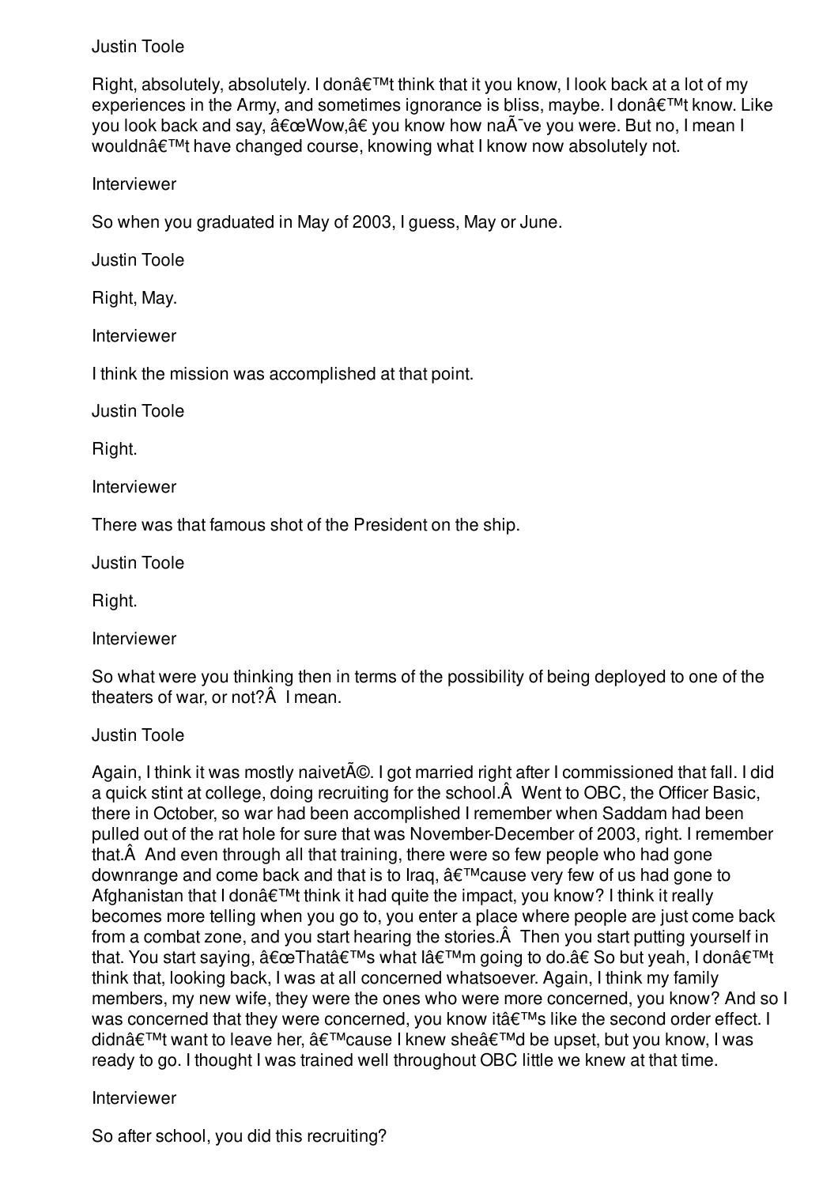Justin Toole

Right, absolutely, absolutely. I donâ€™t think that it you know, I look back at a lot of my experiences in the Army, and sometimes ignorance is bliss, maybe. I donâ€™t know. Like you look back and say, â€œWow,â€ you know how naÃ¯ve you were. But no, I mean I wouldnâ€™t have changed course, knowing what I know now absolutely not.

Interviewer

So when you graduated in May of 2003, I guess, May or June.

Justin Toole

Right, May.

Interviewer

I think the mission was accomplished at that point.

Justin Toole

Right.

Interviewer

There was that famous shot of the President on the ship.

Justin Toole

Right.

Interviewer

So what were you thinking then in terms of the possibility of being deployed to one of the theaters of war, or not?Â  I mean.

Justin Toole

Again, I think it was mostly naivetÃ©. I got married right after I commissioned that fall. I did a quick stint at college, doing recruiting for the school.Â  Went to OBC, the Officer Basic, there in October, so war had been accomplished I remember when Saddam had been pulled out of the rat hole for sure that was November-December of 2003, right. I remember that.Â  And even through all that training, there were so few people who had gone downrange and come back and that is to Iraq, â€™cause very few of us had gone to Afghanistan that I donâ€™t think it had quite the impact, you know? I think it really becomes more telling when you go to, you enter a place where people are just come back from a combat zone, and you start hearing the stories.Â  Then you start putting yourself in that. You start saying, â€œThatâ€™s what Iâ€™m going to do.â€ So but yeah, I donâ€™t think that, looking back, I was at all concerned whatsoever. Again, I think my family members, my new wife, they were the ones who were more concerned, you know? And so I was concerned that they were concerned, you know itâ€™s like the second order effect. I didnâ€™t want to leave her, â€™cause I knew sheâ€™d be upset, but you know, I was ready to go. I thought I was trained well throughout OBC little we knew at that time.

Interviewer

So after school, you did this recruiting?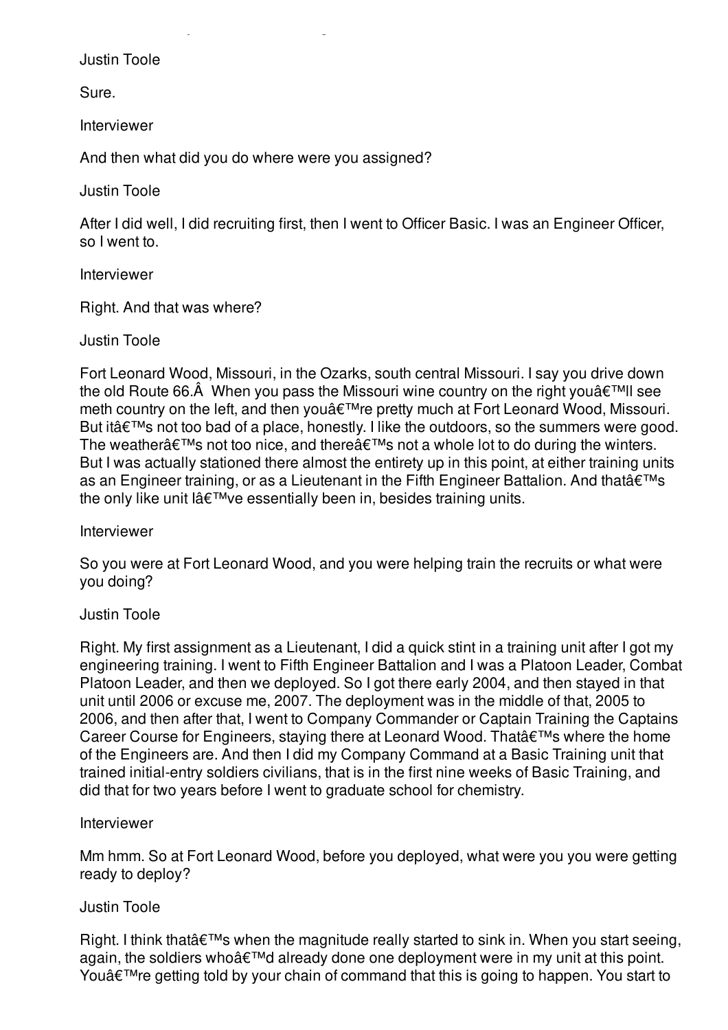Justin Toole

Sure.

Interviewer

And then what did you do where were you assigned?

Justin Toole

After I did well, I did recruiting first, then I went to Officer Basic. I was an Engineer Officer, so I went to.

Interviewer

Right. And that was where?

Justin Toole

Fort Leonard Wood, Missouri, in the Ozarks, south central Missouri. I say you drive down the old Route 66.Â  When you pass the Missouri wine country on the right youâ€™ll see meth country on the left, and then youâ€™re pretty much at Fort Leonard Wood, Missouri. But itâ€™s not too bad of a place, honestly. I like the outdoors, so the summers were good. The weatherâ€™s not too nice, and thereâ€™s not a whole lot to do during the winters. But I was actually stationed there almost the entirety up in this point, at either training units as an Engineer training, or as a Lieutenant in the Fifth Engineer Battalion. And thatâ€™s the only like unit Iâ€™ve essentially been in, besides training units.

Interviewer

So you were at Fort Leonard Wood, and you were helping train the recruits or what were you doing?

Justin Toole

Right. My first assignment as a Lieutenant, I did a quick stint in a training unit after I got my engineering training. I went to Fifth Engineer Battalion and I was a Platoon Leader, Combat Platoon Leader, and then we deployed. So I got there early 2004, and then stayed in that unit until 2006 or excuse me, 2007. The deployment was in the middle of that, 2005 to 2006, and then after that, I went to Company Commander or Captain Training the Captains Career Course for Engineers, staying there at Leonard Wood. Thatâ€™s where the home of the Engineers are. And then I did my Company Command at a Basic Training unit that trained initial-entry soldiers civilians, that is in the first nine weeks of Basic Training, and did that for two years before I went to graduate school for chemistry.

Interviewer

Mm hmm. So at Fort Leonard Wood, before you deployed, what were you you were getting ready to deploy?

Justin Toole

Right. I think thatâ€™s when the magnitude really started to sink in. When you start seeing, again, the soldiers whoâ€™d already done one deployment were in my unit at this point. Youâ€™re getting told by your chain of command that this is going to happen. You start to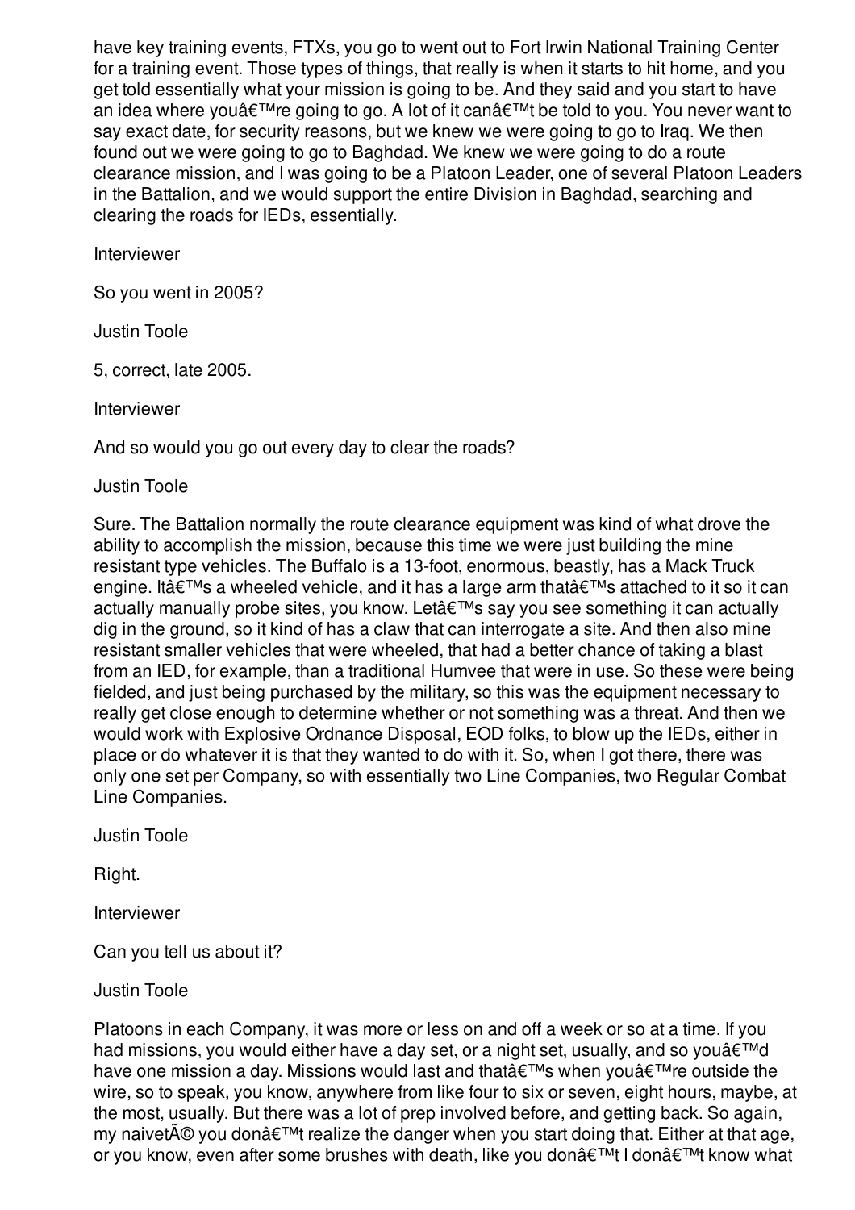have key training events, FTXs, you go to went out to Fort Irwin National Training Center for a training event. Those types of things, that really is when it starts to hit home, and you get told essentially what your mission is going to be. And they said and you start to have an idea where youâ€™re going to go. A lot of it canâ€™t be told to you. You never want to say exact date, for security reasons, but we knew we were going to go to Iraq. We then found out we were going to go to Baghdad. We knew we were going to do a route clearance mission, and I was going to be a Platoon Leader, one of several Platoon Leaders in the Battalion, and we would support the entire Division in Baghdad, searching and clearing the roads for IEDs, essentially.

Interviewer

So you went in 2005?

Justin Toole

5, correct, late 2005.

Interviewer

And so would you go out every day to clear the roads?

Justin Toole

Sure. The Battalion normally the route clearance equipment was kind of what drove the ability to accomplish the mission, because this time we were just building the mine resistant type vehicles. The Buffalo is a 13-foot, enormous, beastly, has a Mack Truck engine. Itâ€™s a wheeled vehicle, and it has a large arm thatâ€™s attached to it so it can actually manually probe sites, you know. Letâ€™s say you see something it can actually dig in the ground, so it kind of has a claw that can interrogate a site. And then also mine resistant smaller vehicles that were wheeled, that had a better chance of taking a blast from an IED, for example, than a traditional Humvee that were in use. So these were being fielded, and just being purchased by the military, so this was the equipment necessary to really get close enough to determine whether or not something was a threat. And then we would work with Explosive Ordnance Disposal, EOD folks, to blow up the IEDs, either in place or do whatever it is that they wanted to do with it. So, when I got there, there was only one set per Company, so with essentially two Line Companies, two Regular Combat Line Companies.

Justin Toole

Right.

Interviewer

Can you tell us about it?

Justin Toole

Platoons in each Company, it was more or less on and off a week or so at a time. If you had missions, you would either have a day set, or a night set, usually, and so youâ€™d have one mission a day. Missions would last and thatâ€™s when youâ€™re outside the wire, so to speak, you know, anywhere from like four to six or seven, eight hours, maybe, at the most, usually. But there was a lot of prep involved before, and getting back. So again, my naivetÃ© you donâ€™t realize the danger when you start doing that. Either at that age, or you know, even after some brushes with death, like you donâ€™t I donâ€™t know what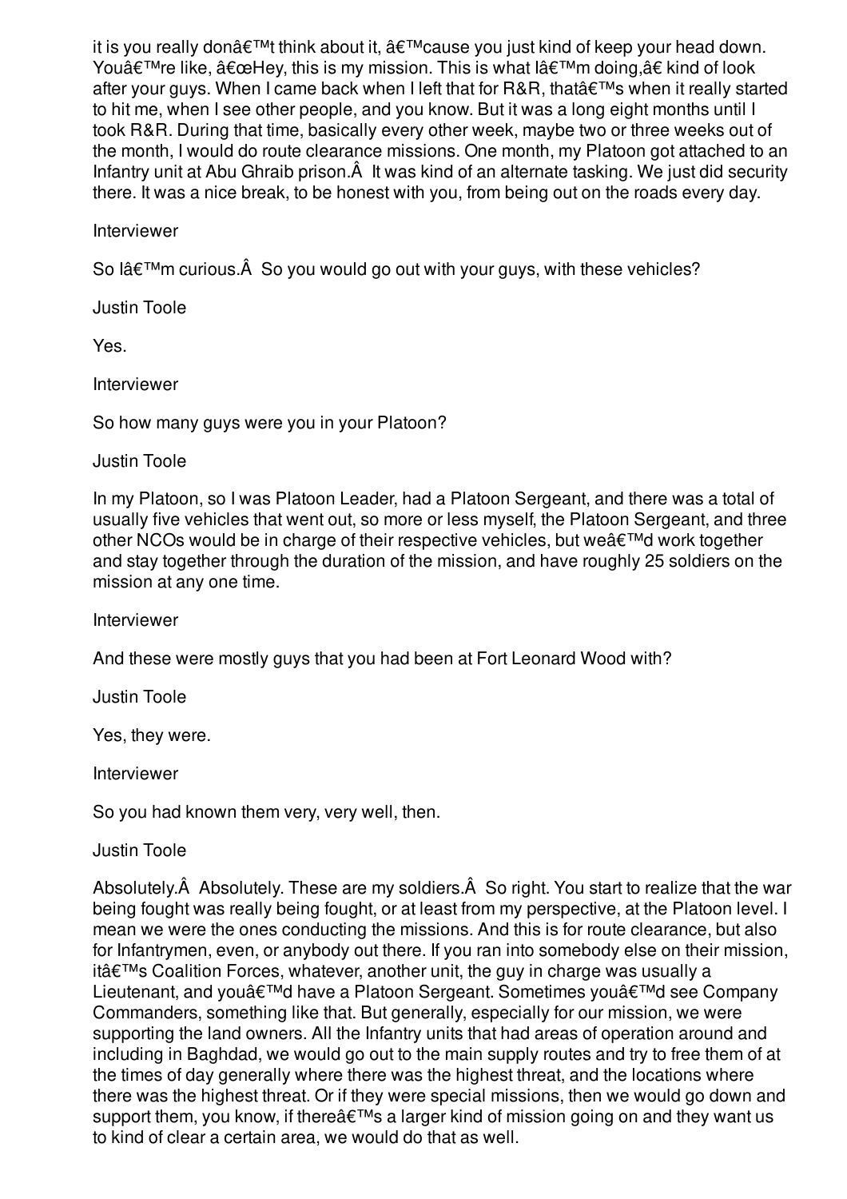it is you really donâ€™t think about it, â€™cause you just kind of keep your head down. Youâ€™re like, â€œHey, this is my mission. This is what Iâ€™m doing,â€ kind of look after your guys. When I came back when I left that for R&R, thatâ€™s when it really started to hit me, when I see other people, and you know. But it was a long eight months until I took R&R. During that time, basically every other week, maybe two or three weeks out of the month, I would do route clearance missions. One month, my Platoon got attached to an Infantry unit at Abu Ghraib prison.Â  It was kind of an alternate tasking. We just did security there. It was a nice break, to be honest with you, from being out on the roads every day.

Interviewer

So Iâ€™m curious.Â  So you would go out with your guys, with these vehicles?

Justin Toole

Yes.

Interviewer

So how many guys were you in your Platoon?

Justin Toole

In my Platoon, so I was Platoon Leader, had a Platoon Sergeant, and there was a total of usually five vehicles that went out, so more or less myself, the Platoon Sergeant, and three other NCOs would be in charge of their respective vehicles, but weâ€™d work together and stay together through the duration of the mission, and have roughly 25 soldiers on the mission at any one time.

Interviewer

And these were mostly guys that you had been at Fort Leonard Wood with?

Justin Toole

Yes, they were.

Interviewer

So you had known them very, very well, then.

Justin Toole

Absolutely.Â  Absolutely. These are my soldiers.Â  So right. You start to realize that the war being fought was really being fought, or at least from my perspective, at the Platoon level. I mean we were the ones conducting the missions. And this is for route clearance, but also for Infantrymen, even, or anybody out there. If you ran into somebody else on their mission, itâ€™s Coalition Forces, whatever, another unit, the guy in charge was usually a Lieutenant, and youâ€™d have a Platoon Sergeant. Sometimes youâ€™d see Company Commanders, something like that. But generally, especially for our mission, we were supporting the land owners. All the Infantry units that had areas of operation around and including in Baghdad, we would go out to the main supply routes and try to free them of at the times of day generally where there was the highest threat, and the locations where there was the highest threat. Or if they were special missions, then we would go down and support them, you know, if thereâ€™s a larger kind of mission going on and they want us to kind of clear a certain area, we would do that as well.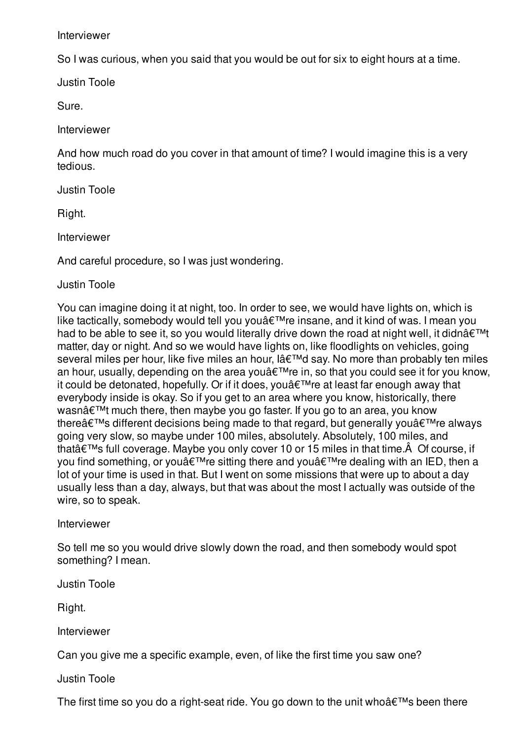Interviewer

So I was curious, when you said that you would be out for six to eight hours at a time.

Justin Toole

Sure.

Interviewer

And how much road do you cover in that amount of time? I would imagine this is a very tedious.

Justin Toole

Right.

Interviewer

And careful procedure, so I was just wondering.

Justin Toole

You can imagine doing it at night, too. In order to see, we would have lights on, which is like tactically, somebody would tell you youâ€™re insane, and it kind of was. I mean you had to be able to see it, so you would literally drive down the road at night well, it didnâ€™t matter, day or night. And so we would have lights on, like floodlights on vehicles, going several miles per hour, like five miles an hour, Iâ€™d say. No more than probably ten miles an hour, usually, depending on the area youâ€™re in, so that you could see it for you know, it could be detonated, hopefully. Or if it does, youâ€™re at least far enough away that everybody inside is okay. So if you get to an area where you know, historically, there wasnâ€™t much there, then maybe you go faster. If you go to an area, you know thereâ€™s different decisions being made to that regard, but generally youâ€™re always going very slow, so maybe under 100 miles, absolutely. Absolutely, 100 miles, and thatâ€™s full coverage. Maybe you only cover 10 or 15 miles in that time.Â  Of course, if you find something, or youâ€™re sitting there and youâ€™re dealing with an IED, then a lot of your time is used in that. But I went on some missions that were up to about a day usually less than a day, always, but that was about the most I actually was outside of the wire, so to speak.

Interviewer

So tell me so you would drive slowly down the road, and then somebody would spot something? I mean.

Justin Toole

Right.

Interviewer

Can you give me a specific example, even, of like the first time you saw one?

Justin Toole

The first time so you do a right-seat ride. You go down to the unit whoâ€™s been there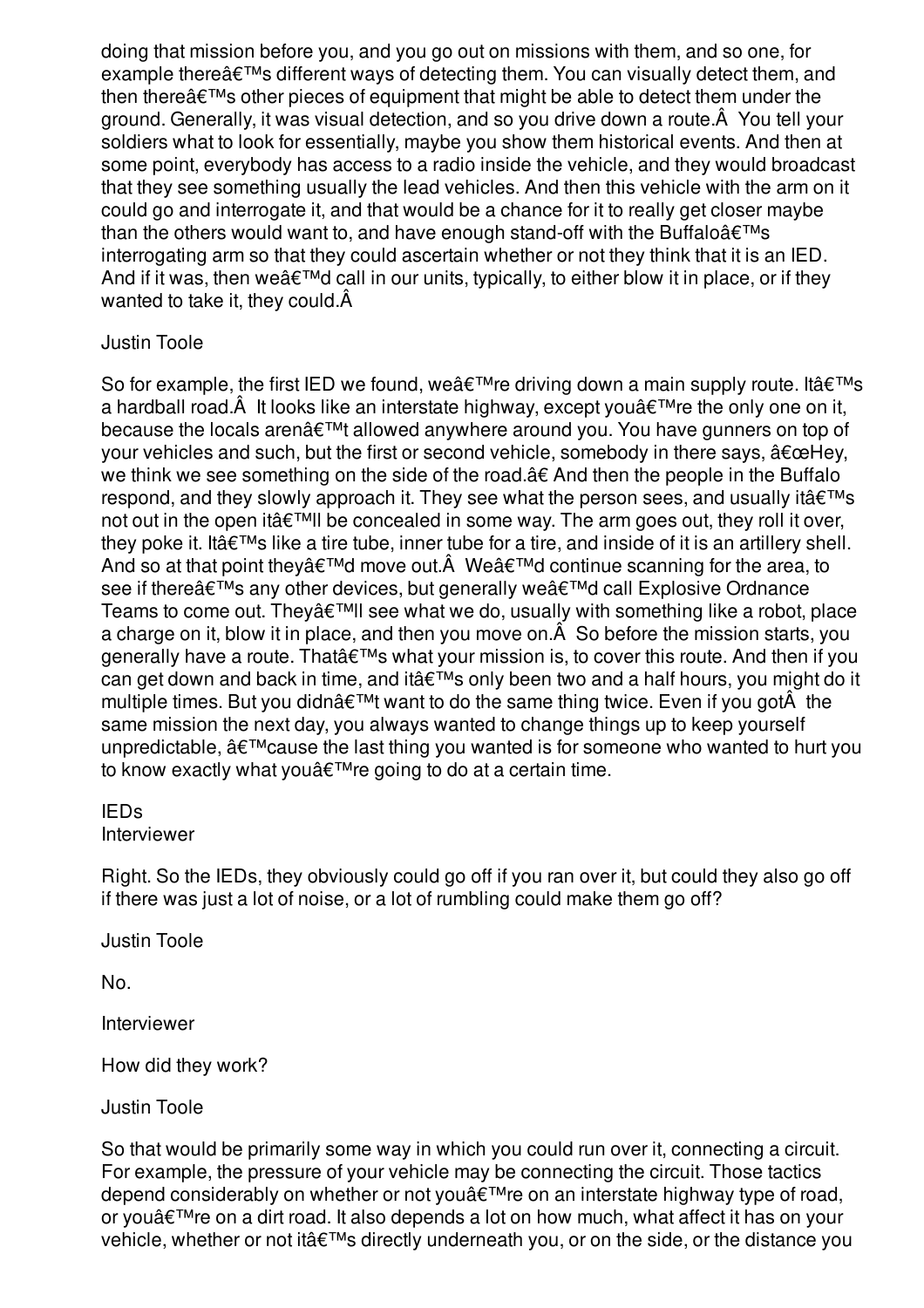doing that mission before you, and you go out on missions with them, and so one, for example thereâ€™s different ways of detecting them. You can visually detect them, and then thereâ€™s other pieces of equipment that might be able to detect them under the ground. Generally, it was visual detection, and so you drive down a route.Â You tell your soldiers what to look for essentially, maybe you show them historical events. And then at some point, everybody has access to a radio inside the vehicle, and they would broadcast that they see something usually the lead vehicles. And then this vehicle with the arm on it could go and interrogate it, and that would be a chance for it to really get closer maybe than the others would want to, and have enough stand-off with the Buffaloâ€™s interrogating arm so that they could ascertain whether or not they think that it is an IED. And if it was, then weâ€™d call in our units, typically, to either blow it in place, or if they wanted to take it, they could.Â

Justin Toole

So for example, the first IED we found, weâ€™re driving down a main supply route. Itâ€™s a hardball road.Â It looks like an interstate highway, except youâ€™re the only one on it, because the locals arenâ€™t allowed anywhere around you. You have gunners on top of your vehicles and such, but the first or second vehicle, somebody in there says, â€œHey, we think we see something on the side of the road.â€ And then the people in the Buffalo respond, and they slowly approach it. They see what the person sees, and usually itâ€™s not out in the open itâ€™ll be concealed in some way. The arm goes out, they roll it over, they poke it. Itâ€™s like a tire tube, inner tube for a tire, and inside of it is an artillery shell. And so at that point theyâ€™d move out.Â Weâ€™d continue scanning for the area, to see if thereâ€™s any other devices, but generally weâ€™d call Explosive Ordnance Teams to come out. Theyâ€™ll see what we do, usually with something like a robot, place a charge on it, blow it in place, and then you move on.Â So before the mission starts, you generally have a route. Thatâ€™s what your mission is, to cover this route. And then if you can get down and back in time, and itâ€™s only been two and a half hours, you might do it multiple times. But you didnâ€™t want to do the same thing twice. Even if you gotÂ the same mission the next day, you always wanted to change things up to keep yourself unpredictable, â€™cause the last thing you wanted is for someone who wanted to hurt you to know exactly what youâ€™re going to do at a certain time.

IEDs

Interviewer

Right. So the IEDs, they obviously could go off if you ran over it, but could they also go off if there was just a lot of noise, or a lot of rumbling could make them go off?

Justin Toole

No.

Interviewer

How did they work?

Justin Toole

So that would be primarily some way in which you could run over it, connecting a circuit. For example, the pressure of your vehicle may be connecting the circuit. Those tactics depend considerably on whether or not youâ€™re on an interstate highway type of road, or youâ€™re on a dirt road. It also depends a lot on how much, what affect it has on your vehicle, whether or not itâ€™s directly underneath you, or on the side, or the distance you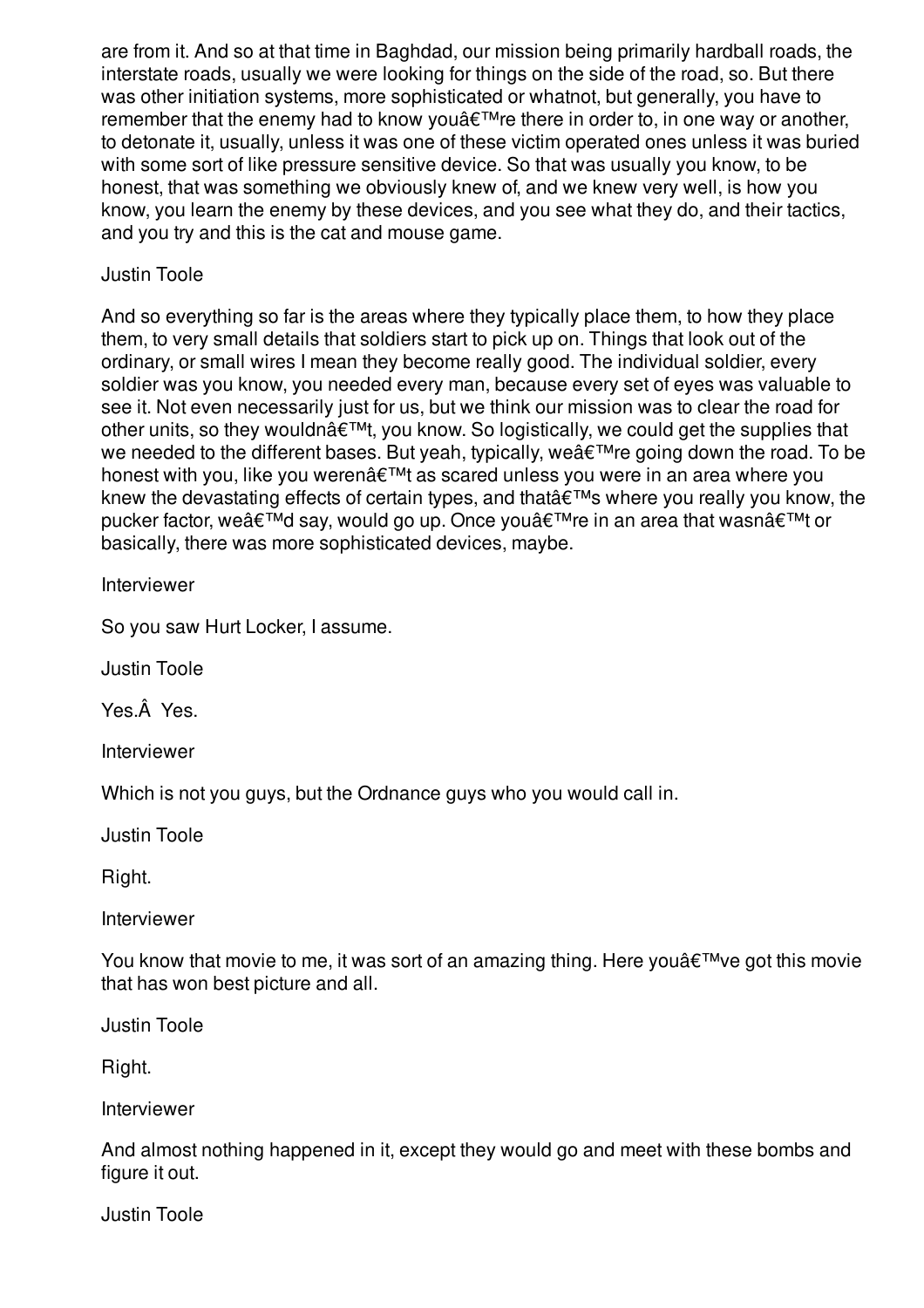are from it. And so at that time in Baghdad, our mission being primarily hardball roads, the interstate roads, usually we were looking for things on the side of the road, so. But there was other initiation systems, more sophisticated or whatnot, but generally, you have to remember that the enemy had to know youâ€™re there in order to, in one way or another, to detonate it, usually, unless it was one of these victim operated ones unless it was buried with some sort of like pressure sensitive device. So that was usually you know, to be honest, that was something we obviously knew of, and we knew very well, is how you know, you learn the enemy by these devices, and you see what they do, and their tactics, and you try and this is the cat and mouse game.

Justin Toole

And so everything so far is the areas where they typically place them, to how they place them, to very small details that soldiers start to pick up on. Things that look out of the ordinary, or small wires I mean they become really good. The individual soldier, every soldier was you know, you needed every man, because every set of eyes was valuable to see it. Not even necessarily just for us, but we think our mission was to clear the road for other units, so they wouldnâ€™t, you know. So logistically, we could get the supplies that we needed to the different bases. But yeah, typically, weâ€™re going down the road. To be honest with you, like you werenâ€™t as scared unless you were in an area where you knew the devastating effects of certain types, and thatâ€™s where you really you know, the pucker factor, weâ€™d say, would go up. Once youâ€™re in an area that wasnâ€™t or basically, there was more sophisticated devices, maybe.

Interviewer

So you saw Hurt Locker, I assume.

Justin Toole

Yes.Â  Yes.

Interviewer

Which is not you guys, but the Ordnance guys who you would call in.

Justin Toole

Right.

Interviewer

You know that movie to me, it was sort of an amazing thing. Here youâ€™ve got this movie that has won best picture and all.

Justin Toole

Right.

Interviewer

And almost nothing happened in it, except they would go and meet with these bombs and figure it out.

Justin Toole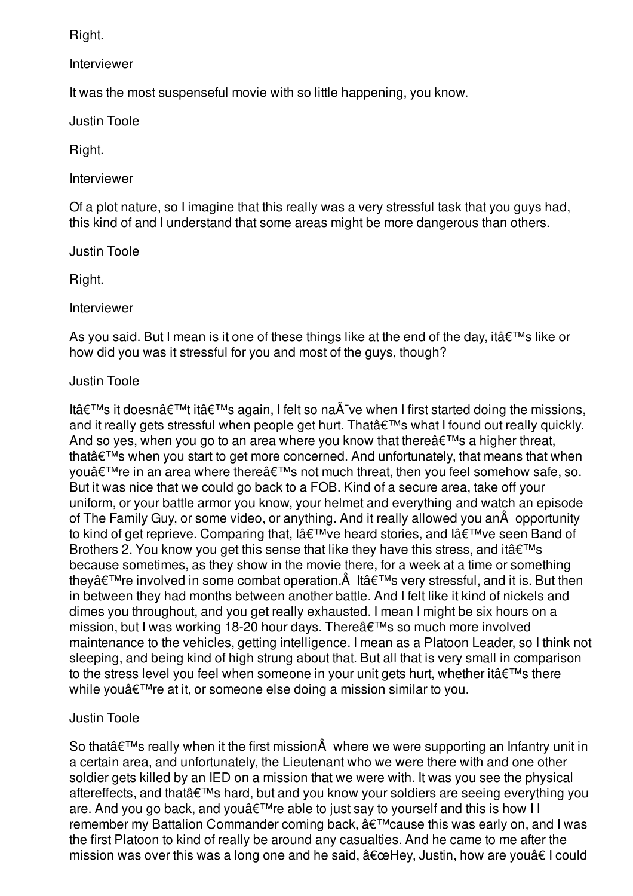Right.

Interviewer

It was the most suspenseful movie with so little happening, you know.

Justin Toole

Right.

Interviewer

Of a plot nature, so I imagine that this really was a very stressful task that you guys had, this kind of and I understand that some areas might be more dangerous than others.

Justin Toole

Right.

Interviewer

As you said. But I mean is it one of these things like at the end of the day, itâ€™s like or how did you was it stressful for you and most of the guys, though?

Justin Toole

Itâ€™s it doesnâ€™t itâ€™s again, I felt so naÃ¯ve when I first started doing the missions, and it really gets stressful when people get hurt. Thatâ€™s what I found out really quickly. And so yes, when you go to an area where you know that thereâ€™s a higher threat, thatâ€™s when you start to get more concerned. And unfortunately, that means that when youâ€™re in an area where thereâ€™s not much threat, then you feel somehow safe, so. But it was nice that we could go back to a FOB. Kind of a secure area, take off your uniform, or your battle armor you know, your helmet and everything and watch an episode of The Family Guy, or some video, or anything. And it really allowed you anÂ  opportunity to kind of get reprieve. Comparing that, Iâ€™ve heard stories, and Iâ€™ve seen Band of Brothers 2. You know you get this sense that like they have this stress, and itâ€™s because sometimes, as they show in the movie there, for a week at a time or something theyâ€™re involved in some combat operation.Â  Itâ€™s very stressful, and it is. But then in between they had months between another battle. And I felt like it kind of nickels and dimes you throughout, and you get really exhausted. I mean I might be six hours on a mission, but I was working 18-20 hour days. Thereâ€™s so much more involved maintenance to the vehicles, getting intelligence. I mean as a Platoon Leader, so I think not sleeping, and being kind of high strung about that. But all that is very small in comparison to the stress level you feel when someone in your unit gets hurt, whether itâ€™s there while youâ€™re at it, or someone else doing a mission similar to you.

Justin Toole

So thatâ€™s really when it the first missionÂ  where we were supporting an Infantry unit in a certain area, and unfortunately, the Lieutenant who we were there with and one other soldier gets killed by an IED on a mission that we were with. It was you see the physical aftereffects, and thatâ€™s hard, but and you know your soldiers are seeing everything you are. And you go back, and youâ€™re able to just say to yourself and this is how I I remember my Battalion Commander coming back, â€™cause this was early on, and I was the first Platoon to kind of really be around any casualties. And he came to me after the mission was over this was a long one and he said, â€œHey, Justin, how are youâ€ I could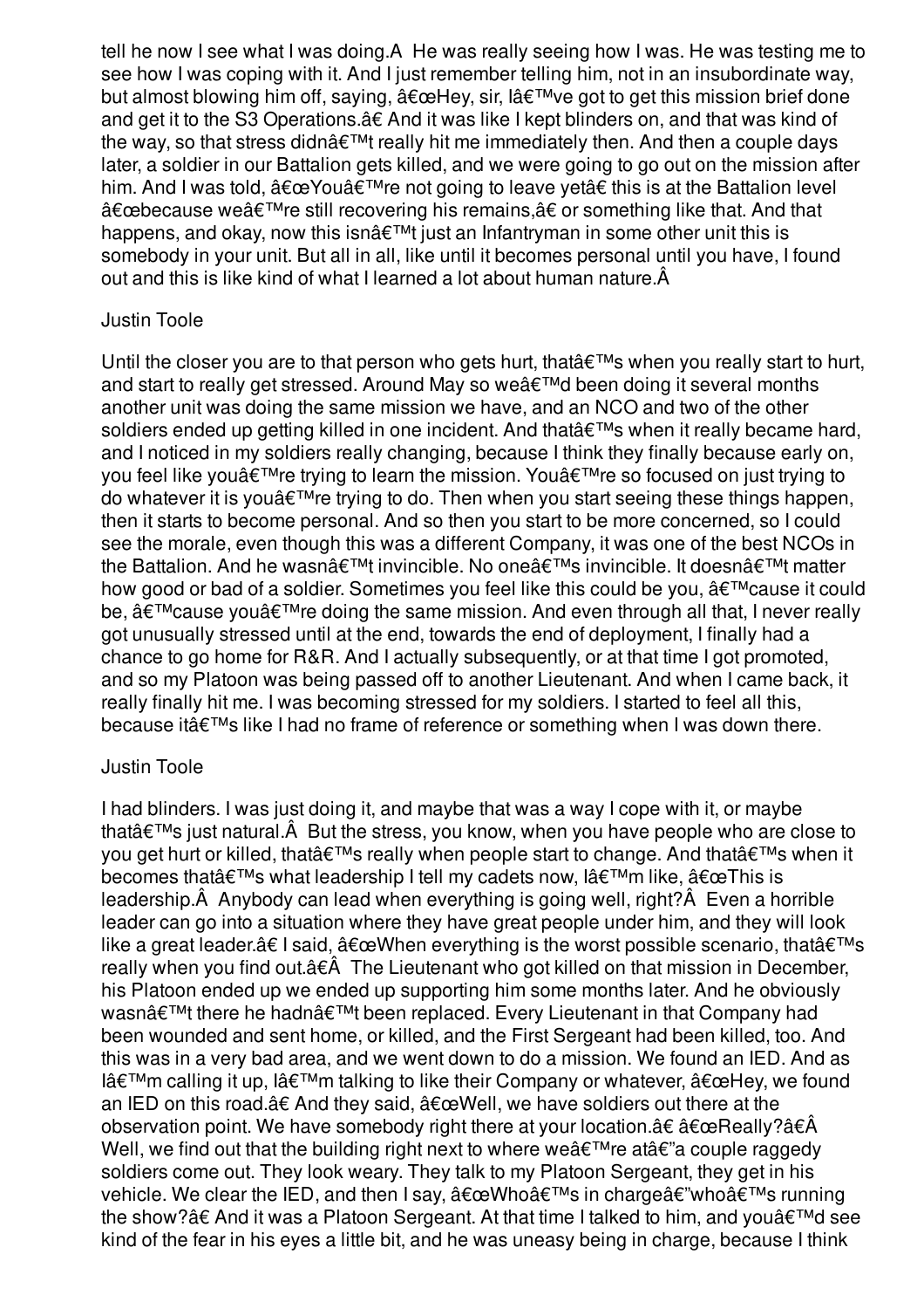tell he now I see what I was doing.Â  He was really seeing how I was. He was testing me to see how I was coping with it. And I just remember telling him, not in an insubordinate way, but almost blowing him off, saying, â€œHey, sir, Iâ€™ve got to get this mission brief done and get it to the S3 Operations.â€ And it was like I kept blinders on, and that was kind of the way, so that stress didnâ€™t really hit me immediately then. And then a couple days later, a soldier in our Battalion gets killed, and we were going to go out on the mission after him. And I was told, â€œYouâ€™re not going to leave yetâ€ this is at the Battalion level â€œbecause weâ€™re still recovering his remains,â€ or something like that. And that happens, and okay, now this isnâ€™t just an Infantryman in some other unit this is somebody in your unit. But all in all, like until it becomes personal until you have, I found out and this is like kind of what I learned a lot about human nature.Â 

Justin Toole

Until the closer you are to that person who gets hurt, thatâ€™s when you really start to hurt, and start to really get stressed. Around May so weâ€™d been doing it several months another unit was doing the same mission we have, and an NCO and two of the other soldiers ended up getting killed in one incident. And thatâ€™s when it really became hard, and I noticed in my soldiers really changing, because I think they finally because early on, you feel like youâ€™re trying to learn the mission. Youâ€™re so focused on just trying to do whatever it is youâ€™re trying to do. Then when you start seeing these things happen, then it starts to become personal. And so then you start to be more concerned, so I could see the morale, even though this was a different Company, it was one of the best NCOs in the Battalion. And he wasnâ€™t invincible. No oneâ€™s invincible. It doesnâ€™t matter how good or bad of a soldier. Sometimes you feel like this could be you, â€™cause it could be, â€™cause youâ€™re doing the same mission. And even through all that, I never really got unusually stressed until at the end, towards the end of deployment, I finally had a chance to go home for R&R. And I actually subsequently, or at that time I got promoted, and so my Platoon was being passed off to another Lieutenant. And when I came back, it really finally hit me. I was becoming stressed for my soldiers. I started to feel all this, because itâ€™s like I had no frame of reference or something when I was down there.

Justin Toole

I had blinders. I was just doing it, and maybe that was a way I cope with it, or maybe thatâ€™s just natural.Â  But the stress, you know, when you have people who are close to you get hurt or killed, thatâ€™s really when people start to change. And thatâ€™s when it becomes thatâ€™s what leadership I tell my cadets now, Iâ€™m like, â€œThis is leadership.Â  Anybody can lead when everything is going well, right?Â  Even a horrible leader can go into a situation where they have great people under him, and they will look like a great leader.â€ I said, â€œWhen everything is the worst possible scenario, thatâ€™s really when you find out.â€Â  The Lieutenant who got killed on that mission in December, his Platoon ended up we ended up supporting him some months later. And he obviously wasnâ€™t there he hadnâ€™t been replaced. Every Lieutenant in that Company had been wounded and sent home, or killed, and the First Sergeant had been killed, too. And this was in a very bad area, and we went down to do a mission. We found an IED. And as Iâ€™m calling it up, Iâ€™m talking to like their Company or whatever, â€œHey, we found an IED on this road.â€ And they said, â€œWell, we have soldiers out there at the observation point. We have somebody right there at your location.â€ â€œReally?â€Â  Well, we find out that the building right next to where weâ€™re atâ€"a couple raggedy soldiers come out. They look weary. They talk to my Platoon Sergeant, they get in his vehicle. We clear the IED, and then I say, â€œWhoâ€™s in chargeâ€"whoâ€™s running the show?â€ And it was a Platoon Sergeant. At that time I talked to him, and youâ€™d see kind of the fear in his eyes a little bit, and he was uneasy being in charge, because I think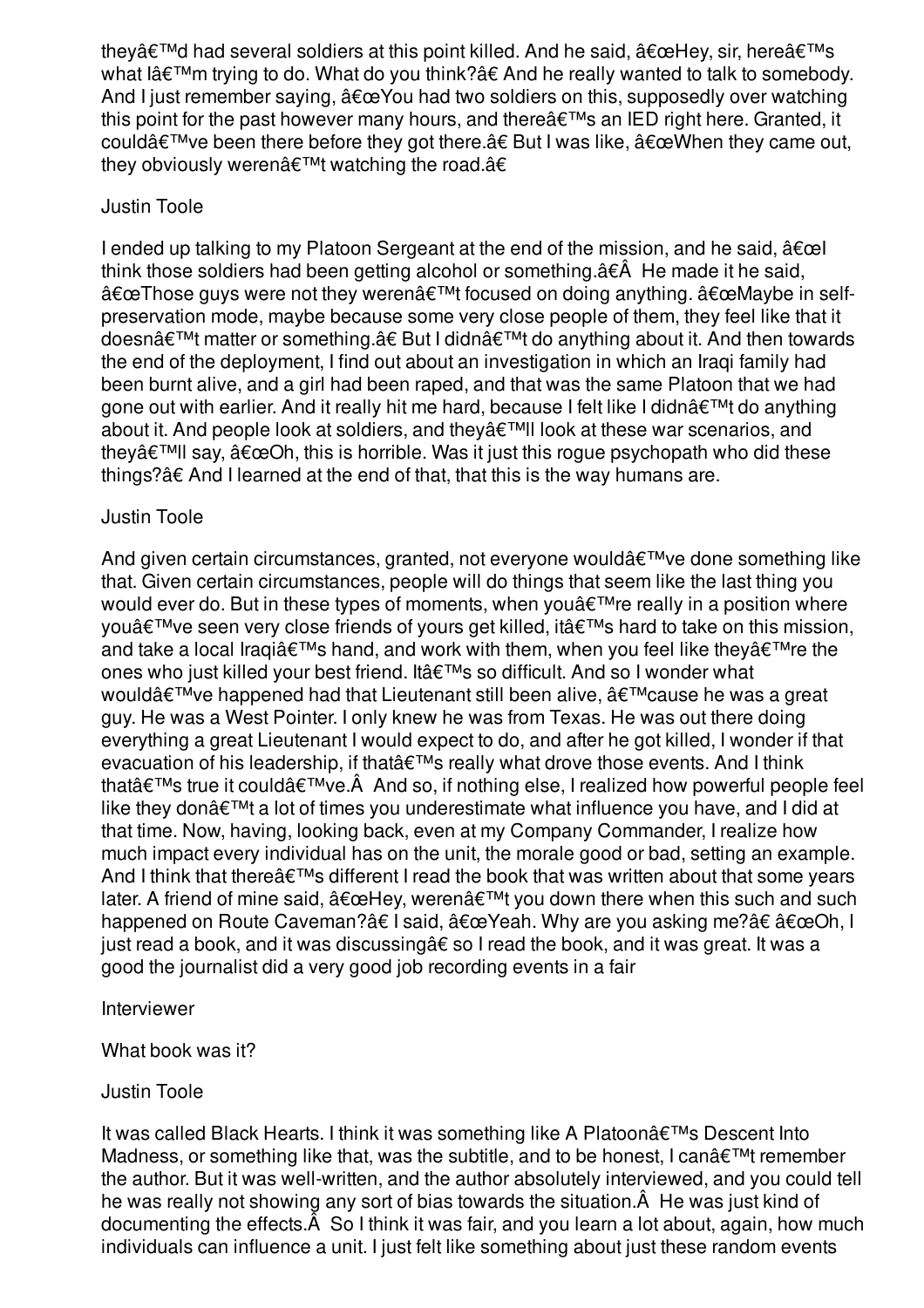theyâ€™d had several soldiers at this point killed. And he said, â€œHey, sir, hereâ€™s what Iâ€™m trying to do. What do you think?â€ And he really wanted to talk to somebody. And I just remember saying, â€œYou had two soldiers on this, supposedly over watching this point for the past however many hours, and thereâ€™s an IED right here. Granted, it couldâ€™ve been there before they got there.â€ But I was like, â€œWhen they came out, they obviously werenâ€™t watching the road.â€

Justin Toole

I ended up talking to my Platoon Sergeant at the end of the mission, and he said, â€œI think those soldiers had been getting alcohol or something.â€Â  He made it he said, â€œThose guys were not they werenâ€™t focused on doing anything. â€œMaybe in self-preservation mode, maybe because some very close people of them, they feel like that it doesnâ€™t matter or something.â€ But I didnâ€™t do anything about it. And then towards the end of the deployment, I find out about an investigation in which an Iraqi family had been burnt alive, and a girl had been raped, and that was the same Platoon that we had gone out with earlier. And it really hit me hard, because I felt like I didnâ€™t do anything about it. And people look at soldiers, and theyâ€™ll look at these war scenarios, and theyâ€™ll say, â€œOh, this is horrible. Was it just this rogue psychopath who did these things?â€ And I learned at the end of that, that this is the way humans are.

Justin Toole

And given certain circumstances, granted, not everyone wouldâ€™ve done something like that. Given certain circumstances, people will do things that seem like the last thing you would ever do. But in these types of moments, when youâ€™re really in a position where youâ€™ve seen very close friends of yours get killed, itâ€™s hard to take on this mission, and take a local Iraqiâ€™s hand, and work with them, when you feel like theyâ€™re the ones who just killed your best friend. Itâ€™s so difficult. And so I wonder what wouldâ€™ve happened had that Lieutenant still been alive, â€™cause he was a great guy. He was a West Pointer. I only knew he was from Texas. He was out there doing everything a great Lieutenant I would expect to do, and after he got killed, I wonder if that evacuation of his leadership, if thatâ€™s really what drove those events. And I think thatâ€™s true it couldâ€™ve.Â  And so, if nothing else, I realized how powerful people feel like they donâ€™t a lot of times you underestimate what influence you have, and I did at that time. Now, having, looking back, even at my Company Commander, I realize how much impact every individual has on the unit, the morale good or bad, setting an example. And I think that thereâ€™s different I read the book that was written about that some years later. A friend of mine said, â€œHey, werenâ€™t you down there when this such and such happened on Route Caveman?â€ I said, â€œYeah. Why are you asking me?â€ â€œOh, I just read a book, and it was discussingâ€ so I read the book, and it was great. It was a good the journalist did a very good job recording events in a fair

Interviewer

What book was it?

Justin Toole

It was called Black Hearts. I think it was something like A Platoonâ€™s Descent Into Madness, or something like that, was the subtitle, and to be honest, I canâ€™t remember the author. But it was well-written, and the author absolutely interviewed, and you could tell he was really not showing any sort of bias towards the situation.Â  He was just kind of documenting the effects.Â  So I think it was fair, and you learn a lot about, again, how much individuals can influence a unit. I just felt like something about just these random events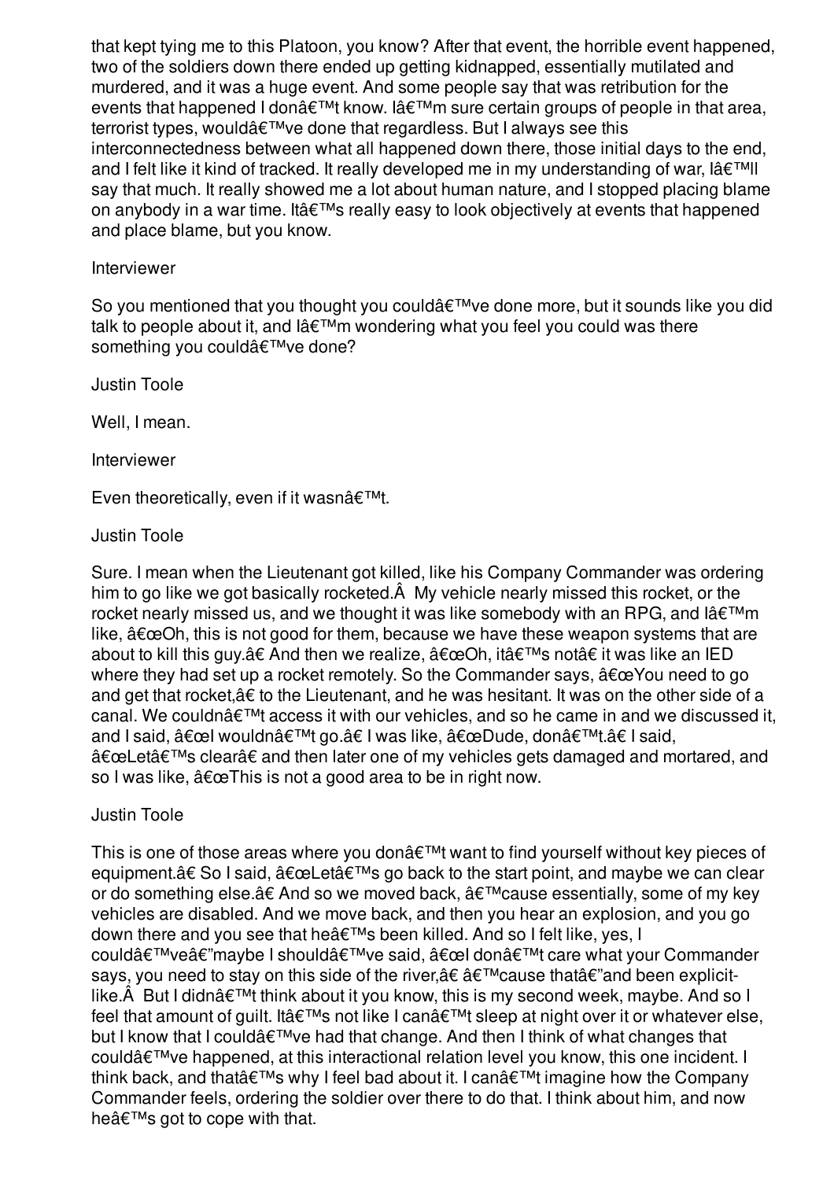that kept tying me to this Platoon, you know? After that event, the horrible event happened, two of the soldiers down there ended up getting kidnapped, essentially mutilated and murdered, and it was a huge event. And some people say that was retribution for the events that happened I donâ€™t know. Iâ€™m sure certain groups of people in that area, terrorist types, wouldâ€™ve done that regardless. But I always see this interconnectedness between what all happened down there, those initial days to the end, and I felt like it kind of tracked. It really developed me in my understanding of war, Iâ€™ll say that much. It really showed me a lot about human nature, and I stopped placing blame on anybody in a war time. Itâ€™s really easy to look objectively at events that happened and place blame, but you know.

Interviewer

So you mentioned that you thought you couldâ€™ve done more, but it sounds like you did talk to people about it, and Iâ€™m wondering what you feel you could was there something you couldâ€™ve done?

Justin Toole

Well, I mean.

Interviewer

Even theoretically, even if it wasnâ€™t.

Justin Toole

Sure. I mean when the Lieutenant got killed, like his Company Commander was ordering him to go like we got basically rocketed.Â  My vehicle nearly missed this rocket, or the rocket nearly missed us, and we thought it was like somebody with an RPG, and Iâ€™m like, â€œOh, this is not good for them, because we have these weapon systems that are about to kill this guy.â€ And then we realize, â€œOh, itâ€™s notâ€ it was like an IED where they had set up a rocket remotely. So the Commander says, â€œYou need to go and get that rocket,â€ to the Lieutenant, and he was hesitant. It was on the other side of a canal. We couldnâ€™t access it with our vehicles, and so he came in and we discussed it, and I said, â€œI wouldnâ€™t go.â€ I was like, â€œDude, donâ€™t.â€ I said, â€œLetâ€™s clearâ€ and then later one of my vehicles gets damaged and mortared, and so I was like, â€œThis is not a good area to be in right now.

Justin Toole

This is one of those areas where you donâ€™t want to find yourself without key pieces of equipment.â€ So I said, â€œLetâ€™s go back to the start point, and maybe we can clear or do something else.â€ And so we moved back, â€™cause essentially, some of my key vehicles are disabled. And we move back, and then you hear an explosion, and you go down there and you see that heâ€™s been killed. And so I felt like, yes, I couldâ€™veâ€"maybe I shouldâ€™ve said, â€œI donâ€™t care what your Commander says, you need to stay on this side of the river,â€ â€™cause thatâ€"and been explicit-like.Â  But I didnâ€™t think about it you know, this is my second week, maybe. And so I feel that amount of guilt. Itâ€™s not like I canâ€™t sleep at night over it or whatever else, but I know that I couldâ€™ve had that change. And then I think of what changes that couldâ€™ve happened, at this interactional relation level you know, this one incident. I think back, and thatâ€™s why I feel bad about it. I canâ€™t imagine how the Company Commander feels, ordering the soldier over there to do that. I think about him, and now heâ€™s got to cope with that.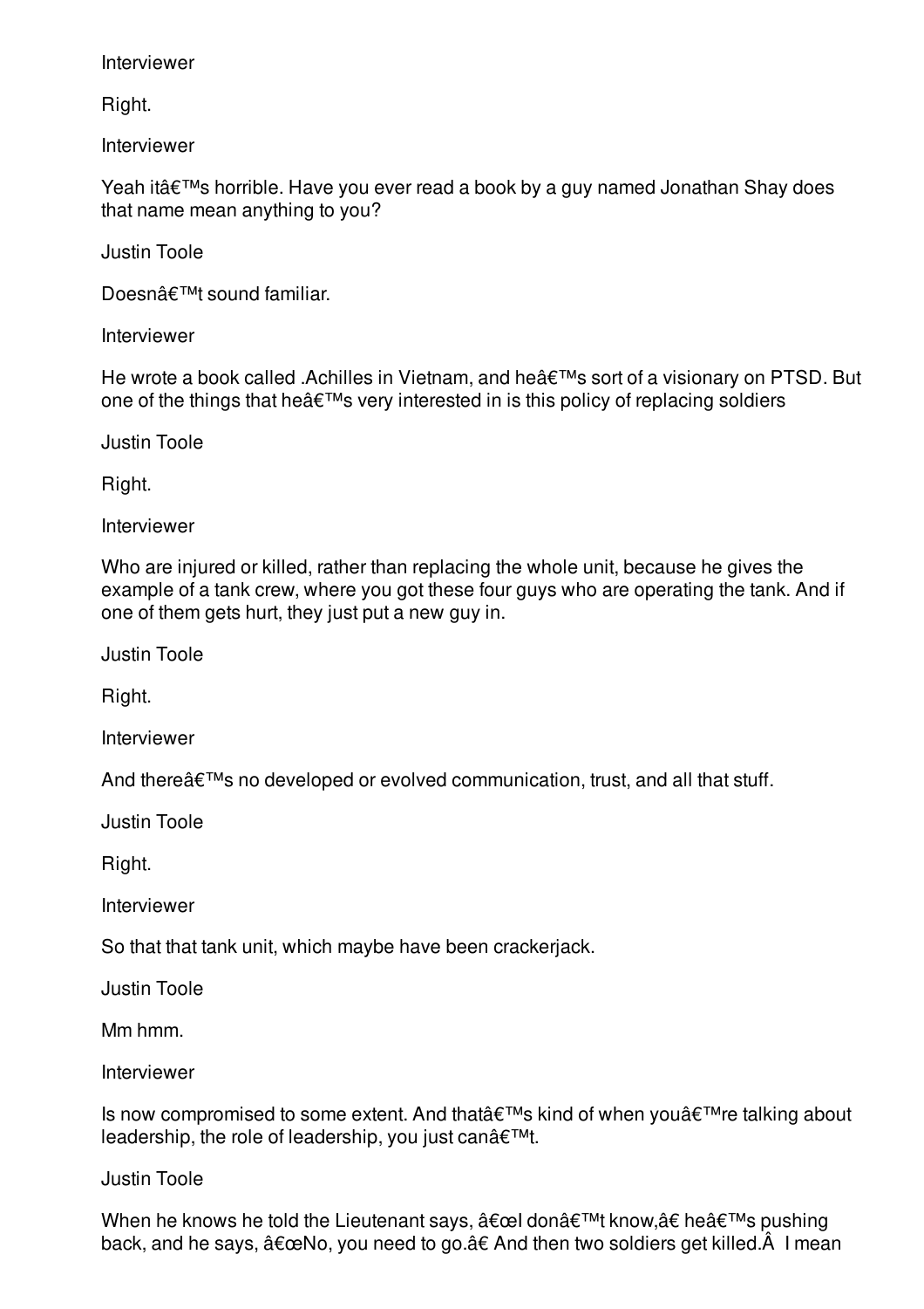Interviewer

Right.

Interviewer

Yeah itâ€™s horrible. Have you ever read a book by a guy named Jonathan Shay does that name mean anything to you?

Justin Toole

Doesnâ€™t sound familiar.

Interviewer

He wrote a book called .Achilles in Vietnam, and heâ€™s sort of a visionary on PTSD. But one of the things that heâ€™s very interested in is this policy of replacing soldiers

Justin Toole

Right.

Interviewer

Who are injured or killed, rather than replacing the whole unit, because he gives the example of a tank crew, where you got these four guys who are operating the tank. And if one of them gets hurt, they just put a new guy in.

Justin Toole

Right.

Interviewer

And thereâ€™s no developed or evolved communication, trust, and all that stuff.

Justin Toole

Right.

Interviewer

So that that tank unit, which maybe have been crackerjack.

Justin Toole

Mm hmm.

Interviewer

Is now compromised to some extent. And thatâ€™s kind of when youâ€™re talking about leadership, the role of leadership, you just canâ€™t.

Justin Toole

When he knows he told the Lieutenant says, â€œI donâ€™t know,â€ heâ€™s pushing back, and he says, â€œNo, you need to go.â€ And then two soldiers get killed.Â  I mean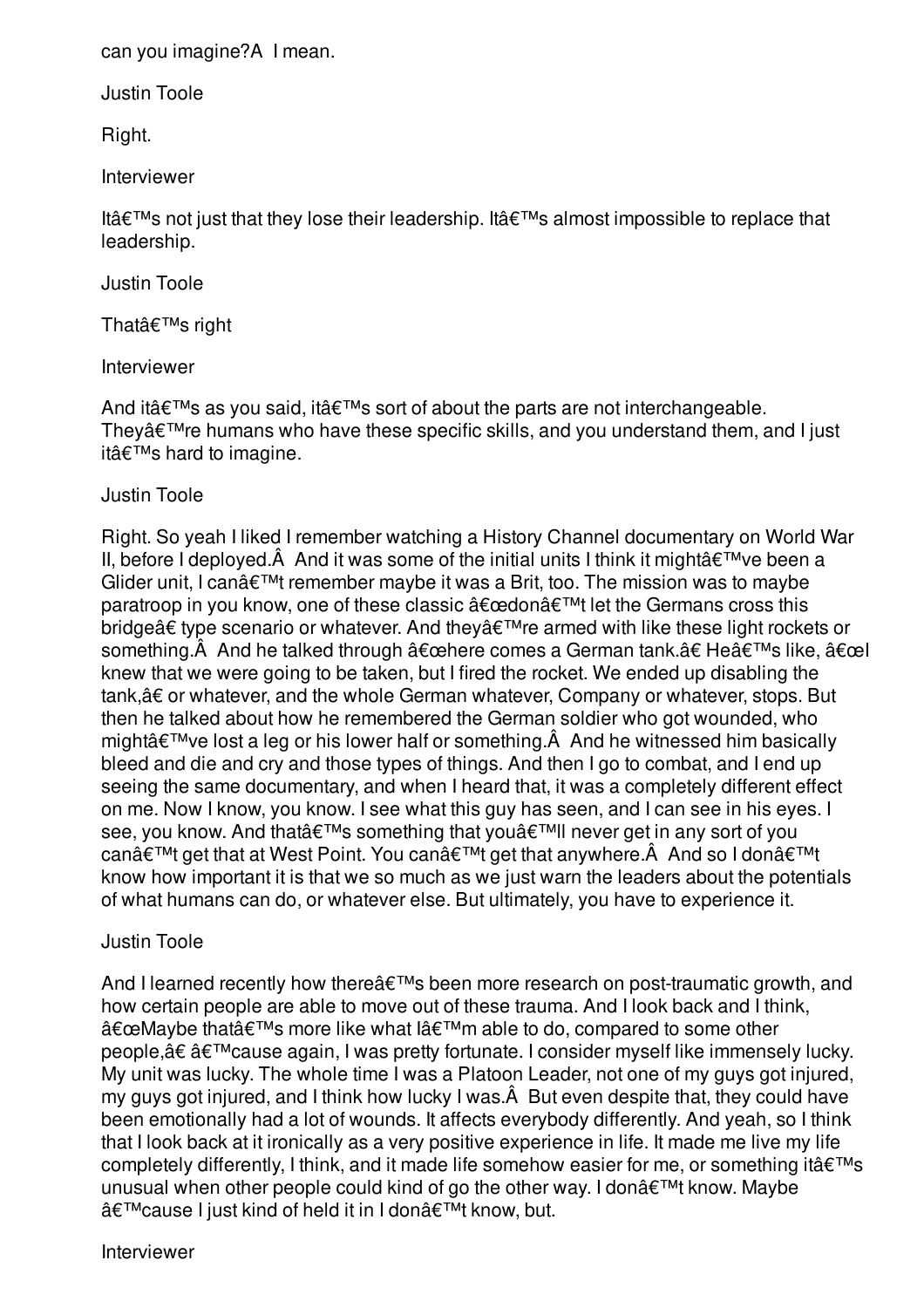can you imagine?Â  I mean.

Justin Toole

Right.

Interviewer

Itâ€™s not just that they lose their leadership. Itâ€™s almost impossible to replace that leadership.

Justin Toole

Thatâ€™s right

Interviewer

And itâ€™s as you said, itâ€™s sort of about the parts are not interchangeable. Theyâ€™re humans who have these specific skills, and you understand them, and I just itâ€™s hard to imagine.

Justin Toole

Right. So yeah I liked I remember watching a History Channel documentary on World War II, before I deployed.Â  And it was some of the initial units I think it mightâ€™ve been a Glider unit, I canâ€™t remember maybe it was a Brit, too. The mission was to maybe paratroop in you know, one of these classic â€œdonâ€™t let the Germans cross this bridgeâ€ type scenario or whatever. And theyâ€™re armed with like these light rockets or something.Â  And he talked through â€œhere comes a German tank.â€ Heâ€™s like, â€œI knew that we were going to be taken, but I fired the rocket. We ended up disabling the tank,â€ or whatever, and the whole German whatever, Company or whatever, stops. But then he talked about how he remembered the German soldier who got wounded, who mightâ€™ve lost a leg or his lower half or something.Â  And he witnessed him basically bleed and die and cry and those types of things. And then I go to combat, and I end up seeing the same documentary, and when I heard that, it was a completely different effect on me. Now I know, you know. I see what this guy has seen, and I can see in his eyes. I see, you know. And thatâ€™s something that youâ€™ll never get in any sort of you canâ€™t get that at West Point. You canâ€™t get that anywhere.Â  And so I donâ€™t know how important it is that we so much as we just warn the leaders about the potentials of what humans can do, or whatever else. But ultimately, you have to experience it.

Justin Toole

And I learned recently how thereâ€™s been more research on post-traumatic growth, and how certain people are able to move out of these trauma. And I look back and I think, â€œMaybe thatâ€™s more like what Iâ€™m able to do, compared to some other people,â€ â€™cause again, I was pretty fortunate. I consider myself like immensely lucky. My unit was lucky. The whole time I was a Platoon Leader, not one of my guys got injured, my guys got injured, and I think how lucky I was.Â  But even despite that, they could have been emotionally had a lot of wounds. It affects everybody differently. And yeah, so I think that I look back at it ironically as a very positive experience in life. It made me live my life completely differently, I think, and it made life somehow easier for me, or something itâ€™s unusual when other people could kind of go the other way. I donâ€™t know. Maybe â€™cause I just kind of held it in I donâ€™t know, but.

Interviewer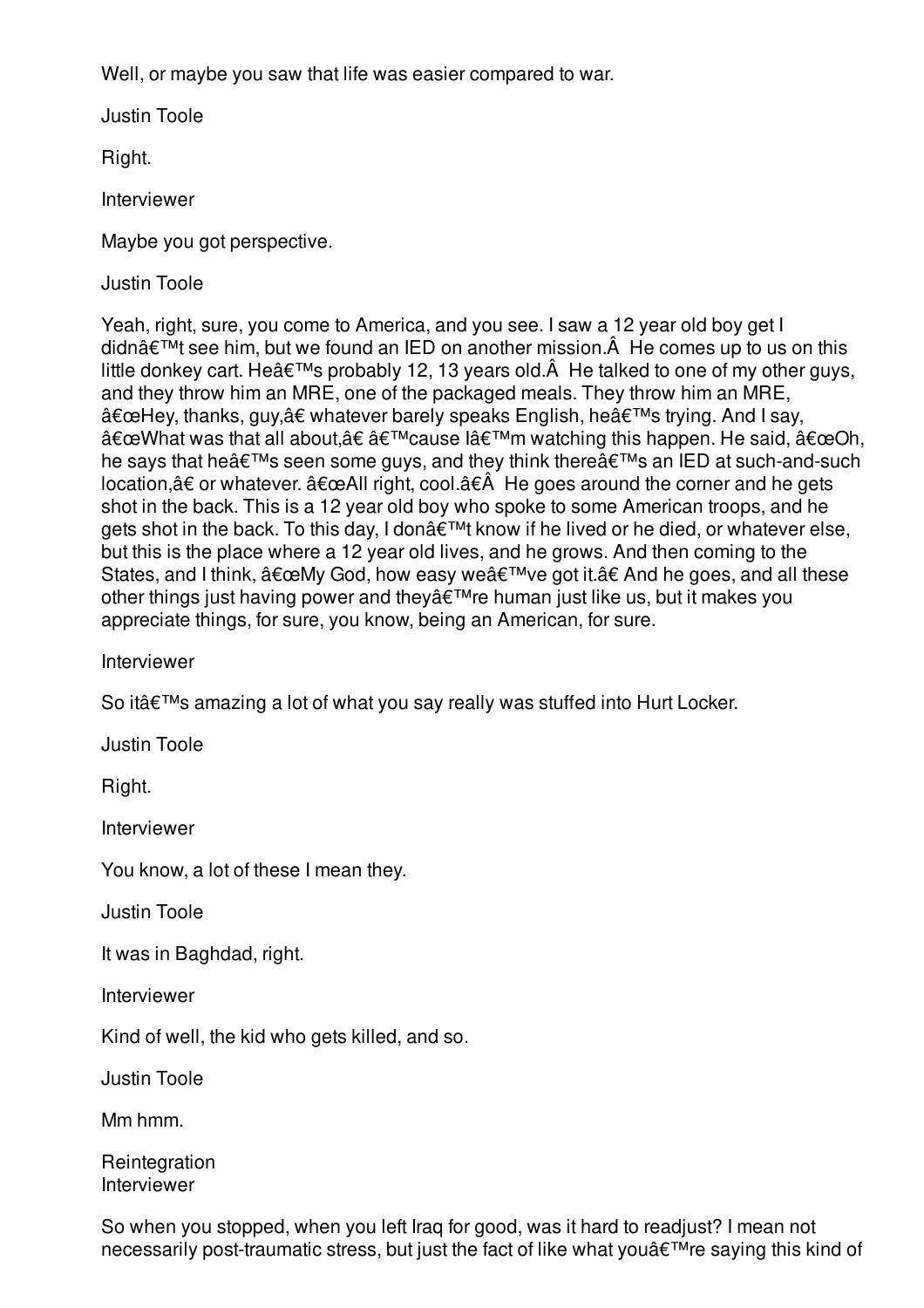Well, or maybe you saw that life was easier compared to war.

Justin Toole

Right.

Interviewer

Maybe you got perspective.

Justin Toole

Yeah, right, sure, you come to America, and you see. I saw a 12 year old boy get I didnâ€™t see him, but we found an IED on another mission.Â  He comes up to us on this little donkey cart. Heâ€™s probably 12, 13 years old.Â  He talked to one of my other guys, and they throw him an MRE, one of the packaged meals. They throw him an MRE, â€œHey, thanks, guy,â€ whatever barely speaks English, heâ€™s trying. And I say, â€œWhat was that all about,â€ â€™cause Iâ€™m watching this happen. He said, â€œOh, he says that heâ€™s seen some guys, and they think thereâ€™s an IED at such-and-such location,â€ or whatever. â€œAll right, cool.â€Â  He goes around the corner and he gets shot in the back. This is a 12 year old boy who spoke to some American troops, and he gets shot in the back. To this day, I donâ€™t know if he lived or he died, or whatever else, but this is the place where a 12 year old lives, and he grows. And then coming to the States, and I think, â€œMy God, how easy weâ€™ve got it.â€ And he goes, and all these other things just having power and theyâ€™re human just like us, but it makes you appreciate things, for sure, you know, being an American, for sure.

Interviewer

So itâ€™s amazing a lot of what you say really was stuffed into Hurt Locker.

Justin Toole

Right.

Interviewer

You know, a lot of these I mean they.

Justin Toole

It was in Baghdad, right.

Interviewer

Kind of well, the kid who gets killed, and so.

Justin Toole

Mm hmm.

Reintegration

Interviewer

So when you stopped, when you left Iraq for good, was it hard to readjust? I mean not necessarily post-traumatic stress, but just the fact of like what youâ€™re saying this kind of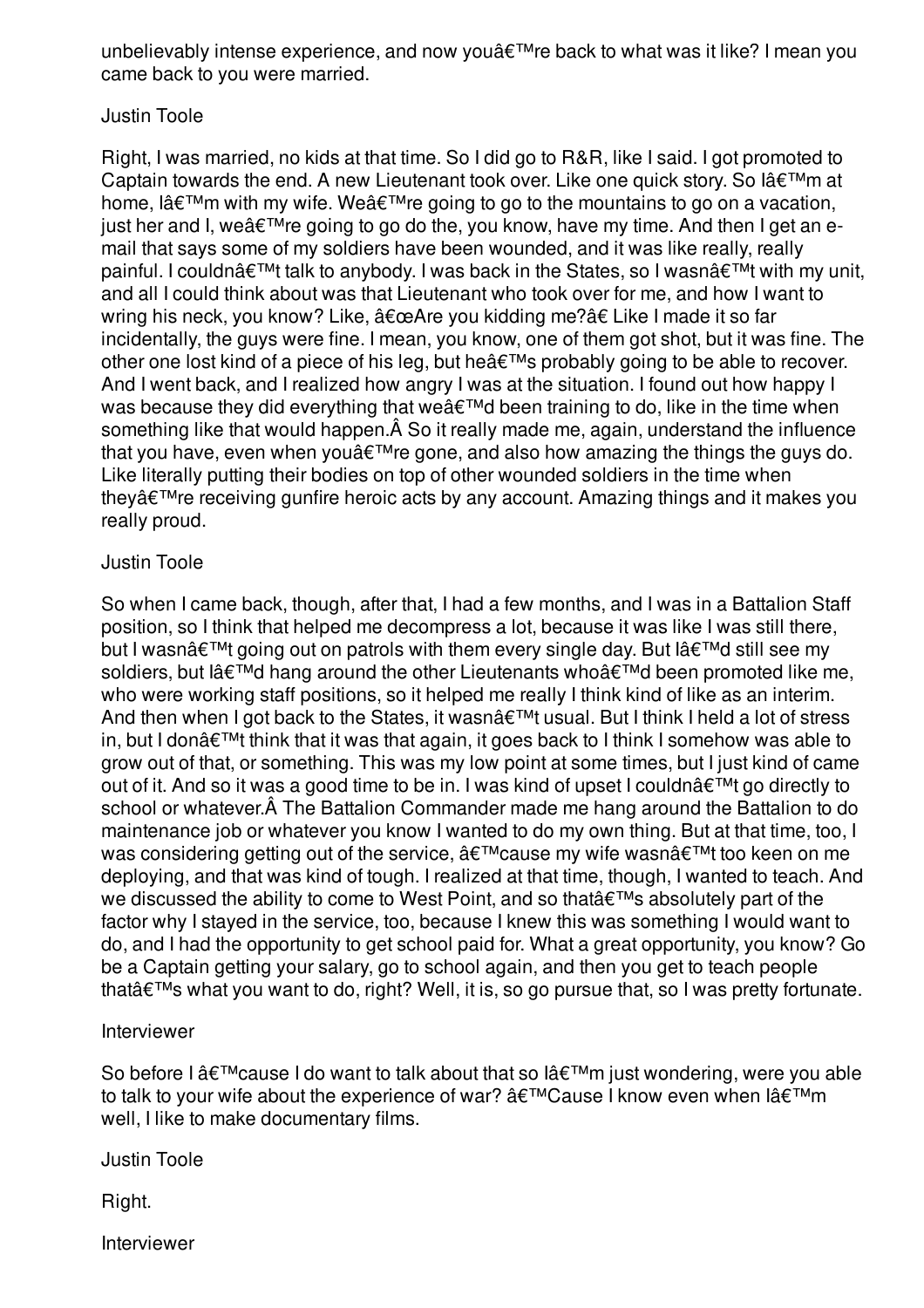unbelievably intense experience, and now youâ€™re back to what was it like? I mean you came back to you were married.

Justin Toole

Right, I was married, no kids at that time. So I did go to R&R, like I said. I got promoted to Captain towards the end. A new Lieutenant took over. Like one quick story. So Iâ€™m at home, Iâ€™m with my wife. Weâ€™re going to go to the mountains to go on a vacation, just her and I, weâ€™re going to go do the, you know, have my time. And then I get an e-mail that says some of my soldiers have been wounded, and it was like really, really painful. I couldnâ€™t talk to anybody. I was back in the States, so I wasnâ€™t with my unit, and all I could think about was that Lieutenant who took over for me, and how I want to wring his neck, you know? Like, â€œAre you kidding me?â€ Like I made it so far incidentally, the guys were fine. I mean, you know, one of them got shot, but it was fine. The other one lost kind of a piece of his leg, but heâ€™s probably going to be able to recover. And I went back, and I realized how angry I was at the situation. I found out how happy I was because they did everything that weâ€™d been training to do, like in the time when something like that would happen.Â So it really made me, again, understand the influence that you have, even when youâ€™re gone, and also how amazing the things the guys do. Like literally putting their bodies on top of other wounded soldiers in the time when theyâ€™re receiving gunfire heroic acts by any account. Amazing things and it makes you really proud.

Justin Toole

So when I came back, though, after that, I had a few months, and I was in a Battalion Staff position, so I think that helped me decompress a lot, because it was like I was still there, but I wasnâ€™t going out on patrols with them every single day. But Iâ€™d still see my soldiers, but Iâ€™d hang around the other Lieutenants whoâ€™d been promoted like me, who were working staff positions, so it helped me really I think kind of like as an interim. And then when I got back to the States, it wasnâ€™t usual. But I think I held a lot of stress in, but I donâ€™t think that it was that again, it goes back to I think I somehow was able to grow out of that, or something. This was my low point at some times, but I just kind of came out of it. And so it was a good time to be in. I was kind of upset I couldnâ€™t go directly to school or whatever.Â The Battalion Commander made me hang around the Battalion to do maintenance job or whatever you know I wanted to do my own thing. But at that time, too, I was considering getting out of the service, â€™cause my wife wasnâ€™t too keen on me deploying, and that was kind of tough. I realized at that time, though, I wanted to teach. And we discussed the ability to come to West Point, and so thatâ€™s absolutely part of the factor why I stayed in the service, too, because I knew this was something I would want to do, and I had the opportunity to get school paid for. What a great opportunity, you know? Go be a Captain getting your salary, go to school again, and then you get to teach people thatâ€™s what you want to do, right? Well, it is, so go pursue that, so I was pretty fortunate.

Interviewer

So before I â€™cause I do want to talk about that so Iâ€™m just wondering, were you able to talk to your wife about the experience of war? â€™Cause I know even when Iâ€™m well, I like to make documentary films.

Justin Toole

Right.

Interviewer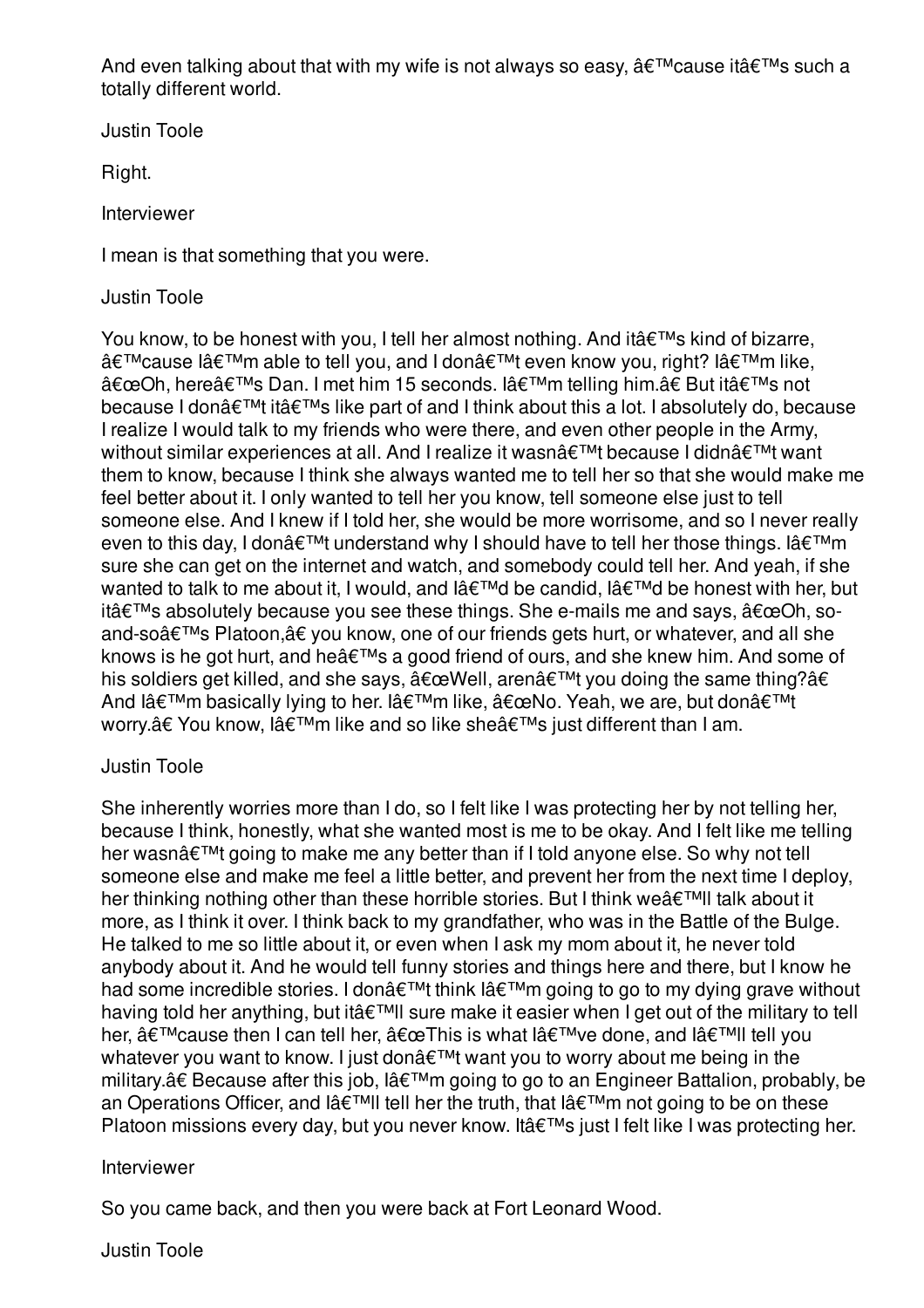And even talking about that with my wife is not always so easy, â€™cause itâ€™s such a totally different world.

Justin Toole

Right.

Interviewer

I mean is that something that you were.

Justin Toole

You know, to be honest with you, I tell her almost nothing. And itâ€™s kind of bizarre, â€™cause Iâ€™m able to tell you, and I donâ€™t even know you, right? Iâ€™m like, â€œOh, hereâ€™s Dan. I met him 15 seconds. Iâ€™m telling him.â€ But itâ€™s not because I donâ€™t itâ€™s like part of and I think about this a lot. I absolutely do, because I realize I would talk to my friends who were there, and even other people in the Army, without similar experiences at all. And I realize it wasnâ€™t because I didnâ€™t want them to know, because I think she always wanted me to tell her so that she would make me feel better about it. I only wanted to tell her you know, tell someone else just to tell someone else. And I knew if I told her, she would be more worrisome, and so I never really even to this day, I donâ€™t understand why I should have to tell her those things. Iâ€™m sure she can get on the internet and watch, and somebody could tell her. And yeah, if she wanted to talk to me about it, I would, and Iâ€™d be candid, Iâ€™d be honest with her, but itâ€™s absolutely because you see these things. She e-mails me and says, â€œOh, so-and-soâ€™s Platoon,â€ you know, one of our friends gets hurt, or whatever, and all she knows is he got hurt, and heâ€™s a good friend of ours, and she knew him. And some of his soldiers get killed, and she says, â€œWell, arenâ€™t you doing the same thing?â€ And Iâ€™m basically lying to her. Iâ€™m like, â€œNo. Yeah, we are, but donâ€™t worry.â€ You know, Iâ€™m like and so like sheâ€™s just different than I am.

Justin Toole

She inherently worries more than I do, so I felt like I was protecting her by not telling her, because I think, honestly, what she wanted most is me to be okay. And I felt like me telling her wasnâ€™t going to make me any better than if I told anyone else. So why not tell someone else and make me feel a little better, and prevent her from the next time I deploy, her thinking nothing other than these horrible stories. But I think weâ€™ll talk about it more, as I think it over. I think back to my grandfather, who was in the Battle of the Bulge. He talked to me so little about it, or even when I ask my mom about it, he never told anybody about it. And he would tell funny stories and things here and there, but I know he had some incredible stories. I donâ€™t think Iâ€™m going to go to my dying grave without having told her anything, but itâ€™ll sure make it easier when I get out of the military to tell her, â€™cause then I can tell her, â€œThis is what Iâ€™ve done, and Iâ€™ll tell you whatever you want to know. I just donâ€™t want you to worry about me being in the military.â€ Because after this job, Iâ€™m going to go to an Engineer Battalion, probably, be an Operations Officer, and Iâ€™ll tell her the truth, that Iâ€™m not going to be on these Platoon missions every day, but you never know. Itâ€™s just I felt like I was protecting her.

Interviewer

So you came back, and then you were back at Fort Leonard Wood.

Justin Toole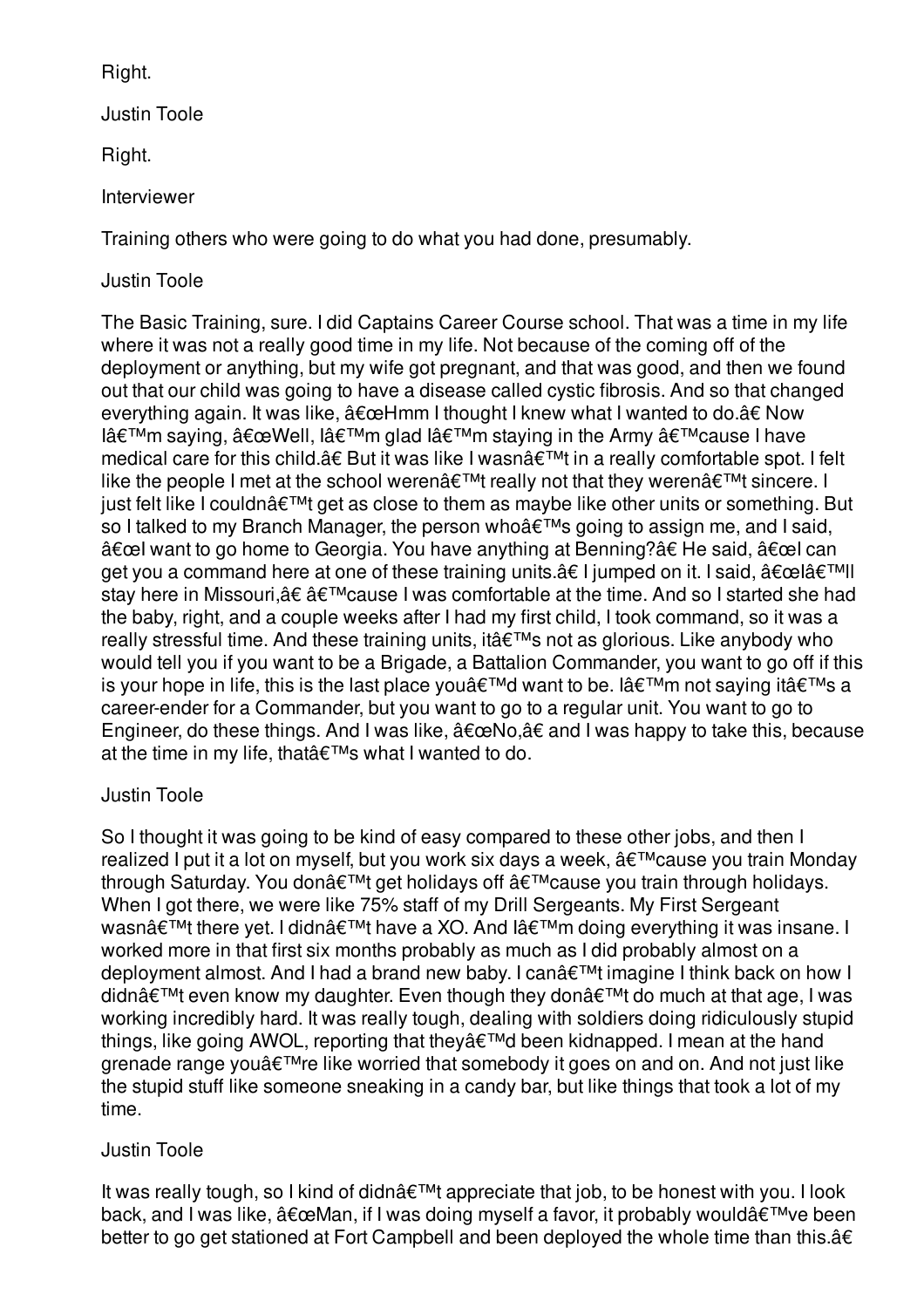Right.

Justin Toole

Right.

Interviewer

Training others who were going to do what you had done, presumably.

Justin Toole

The Basic Training, sure. I did Captains Career Course school. That was a time in my life where it was not a really good time in my life. Not because of the coming off of the deployment or anything, but my wife got pregnant, and that was good, and then we found out that our child was going to have a disease called cystic fibrosis. And so that changed everything again. It was like, â€œHmm I thought I knew what I wanted to do.â€ Now Iâ€™m saying, â€œWell, Iâ€™m glad Iâ€™m staying in the Army â€™cause I have medical care for this child.â€ But it was like I wasnâ€™t in a really comfortable spot. I felt like the people I met at the school werenâ€™t really not that they werenâ€™t sincere. I just felt like I couldnâ€™t get as close to them as maybe like other units or something. But so I talked to my Branch Manager, the person whoâ€™s going to assign me, and I said, â€œI want to go home to Georgia. You have anything at Benning?â€ He said, â€œI can get you a command here at one of these training units.â€ I jumped on it. I said, â€œIâ€™ll stay here in Missouri,â€ â€™cause I was comfortable at the time. And so I started she had the baby, right, and a couple weeks after I had my first child, I took command, so it was a really stressful time. And these training units, itâ€™s not as glorious. Like anybody who would tell you if you want to be a Brigade, a Battalion Commander, you want to go off if this is your hope in life, this is the last place youâ€™d want to be. Iâ€™m not saying itâ€™s a career-ender for a Commander, but you want to go to a regular unit. You want to go to Engineer, do these things. And I was like, â€œNo,â€ and I was happy to take this, because at the time in my life, thatâ€™s what I wanted to do.

Justin Toole

So I thought it was going to be kind of easy compared to these other jobs, and then I realized I put it a lot on myself, but you work six days a week, â€™cause you train Monday through Saturday. You donâ€™t get holidays off â€™cause you train through holidays. When I got there, we were like 75% staff of my Drill Sergeants. My First Sergeant wasnâ€™t there yet. I didnâ€™t have a XO. And Iâ€™m doing everything it was insane. I worked more in that first six months probably as much as I did probably almost on a deployment almost. And I had a brand new baby. I canâ€™t imagine I think back on how I didnâ€™t even know my daughter. Even though they donâ€™t do much at that age, I was working incredibly hard. It was really tough, dealing with soldiers doing ridiculously stupid things, like going AWOL, reporting that theyâ€™d been kidnapped. I mean at the hand grenade range youâ€™re like worried that somebody it goes on and on. And not just like the stupid stuff like someone sneaking in a candy bar, but like things that took a lot of my time.

Justin Toole

It was really tough, so I kind of didnâ€™t appreciate that job, to be honest with you. I look back, and I was like, â€œMan, if I was doing myself a favor, it probably wouldâ€™ve been better to go get stationed at Fort Campbell and been deployed the whole time than this.â€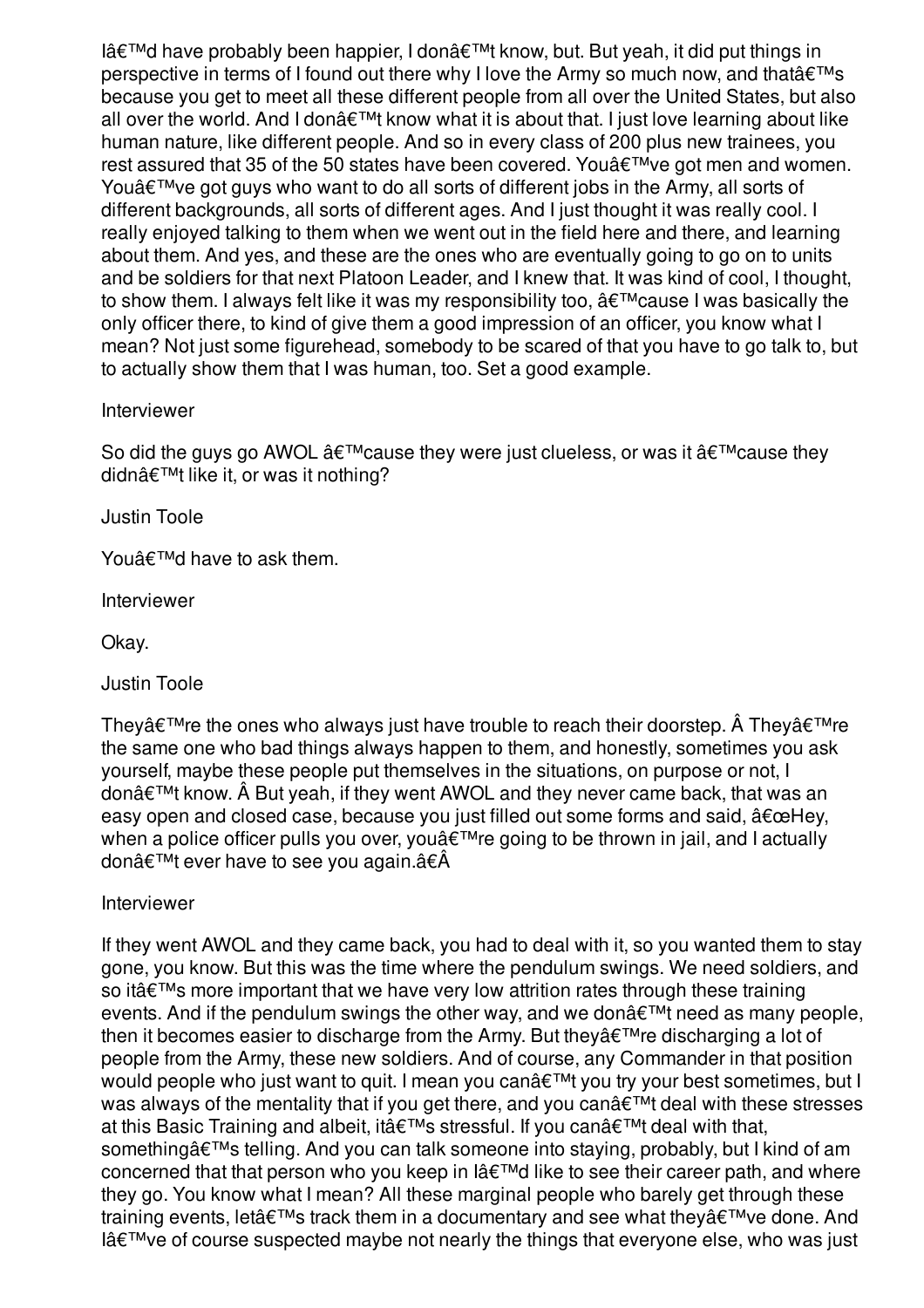Iâ€™d have probably been happier, I donâ€™t know, but. But yeah, it did put things in perspective in terms of I found out there why I love the Army so much now, and thatâ€™s because you get to meet all these different people from all over the United States, but also all over the world. And I donâ€™t know what it is about that. I just love learning about like human nature, like different people. And so in every class of 200 plus new trainees, you rest assured that 35 of the 50 states have been covered. Youâ€™ve got men and women. Youâ€™ve got guys who want to do all sorts of different jobs in the Army, all sorts of different backgrounds, all sorts of different ages. And I just thought it was really cool. I really enjoyed talking to them when we went out in the field here and there, and learning about them. And yes, and these are the ones who are eventually going to go on to units and be soldiers for that next Platoon Leader, and I knew that. It was kind of cool, I thought, to show them. I always felt like it was my responsibility too, â€™cause I was basically the only officer there, to kind of give them a good impression of an officer, you know what I mean? Not just some figurehead, somebody to be scared of that you have to go talk to, but to actually show them that I was human, too. Set a good example.

Interviewer

So did the guys go AWOL â€™cause they were just clueless, or was it â€™cause they didnâ€™t like it, or was it nothing?

Justin Toole

Youâ€™d have to ask them.

Interviewer

Okay.

Justin Toole

Theyâ€™re the ones who always just have trouble to reach their doorstep. Â Theyâ€™re the same one who bad things always happen to them, and honestly, sometimes you ask yourself, maybe these people put themselves in the situations, on purpose or not, I donâ€™t know. Â But yeah, if they went AWOL and they never came back, that was an easy open and closed case, because you just filled out some forms and said, â€œHey, when a police officer pulls you over, youâ€™re going to be thrown in jail, and I actually donâ€™t ever have to see you again.â€Â

Interviewer

If they went AWOL and they came back, you had to deal with it, so you wanted them to stay gone, you know. But this was the time where the pendulum swings. We need soldiers, and so itâ€™s more important that we have very low attrition rates through these training events. And if the pendulum swings the other way, and we donâ€™t need as many people, then it becomes easier to discharge from the Army. But theyâ€™re discharging a lot of people from the Army, these new soldiers. And of course, any Commander in that position would people who just want to quit. I mean you canâ€™t you try your best sometimes, but I was always of the mentality that if you get there, and you canâ€™t deal with these stresses at this Basic Training and albeit, itâ€™s stressful. If you canâ€™t deal with that, somethingâ€™s telling. And you can talk someone into staying, probably, but I kind of am concerned that that person who you keep in Iâ€™d like to see their career path, and where they go. You know what I mean? All these marginal people who barely get through these training events, letâ€™s track them in a documentary and see what theyâ€™ve done. And Iâ€™ve of course suspected maybe not nearly the things that everyone else, who was just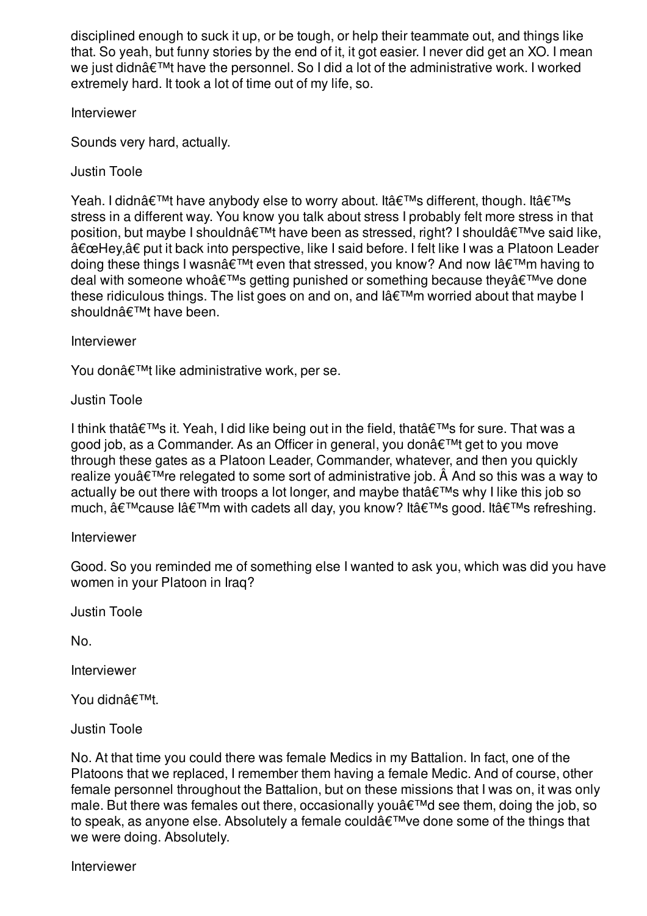disciplined enough to suck it up, or be tough, or help their teammate out, and things like that. So yeah, but funny stories by the end of it, it got easier. I never did get an XO. I mean we just didnâ€™t have the personnel. So I did a lot of the administrative work. I worked extremely hard. It took a lot of time out of my life, so.

Interviewer

Sounds very hard, actually.

Justin Toole

Yeah. I didnâ€™t have anybody else to worry about. Itâ€™s different, though. Itâ€™s stress in a different way. You know you talk about stress I probably felt more stress in that position, but maybe I shouldnâ€™t have been as stressed, right? I shouldâ€™ve said like, â€œHey,â€ put it back into perspective, like I said before. I felt like I was a Platoon Leader doing these things I wasnâ€™t even that stressed, you know? And now Iâ€™m having to deal with someone whoâ€™s getting punished or something because theyâ€™ve done these ridiculous things. The list goes on and on, and Iâ€™m worried about that maybe I shouldnâ€™t have been.

Interviewer

You donâ€™t like administrative work, per se.

Justin Toole

I think thatâ€™s it. Yeah, I did like being out in the field, thatâ€™s for sure. That was a good job, as a Commander. As an Officer in general, you donâ€™t get to you move through these gates as a Platoon Leader, Commander, whatever, and then you quickly realize youâ€™re relegated to some sort of administrative job. Â And so this was a way to actually be out there with troops a lot longer, and maybe thatâ€™s why I like this job so much, â€™cause Iâ€™m with cadets all day, you know? Itâ€™s good. Itâ€™s refreshing.

Interviewer

Good. So you reminded me of something else I wanted to ask you, which was did you have women in your Platoon in Iraq?

Justin Toole

No.

Interviewer

You didnâ€™t.

Justin Toole

No. At that time you could there was female Medics in my Battalion. In fact, one of the Platoons that we replaced, I remember them having a female Medic. And of course, other female personnel throughout the Battalion, but on these missions that I was on, it was only male. But there was females out there, occasionally youâ€™d see them, doing the job, so to speak, as anyone else. Absolutely a female couldâ€™ve done some of the things that we were doing. Absolutely.

Interviewer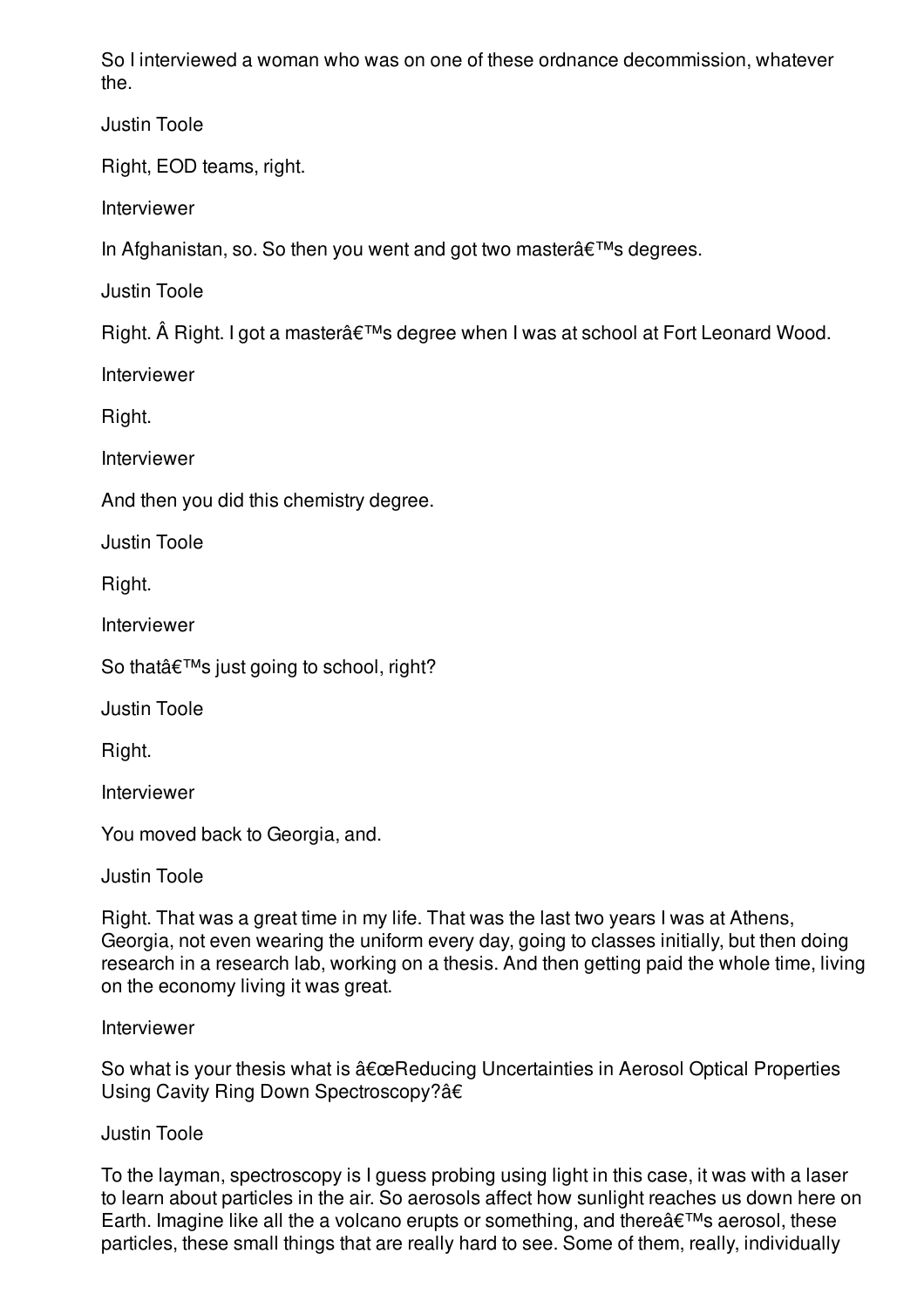So I interviewed a woman who was on one of these ordnance decommission, whatever the.

Justin Toole

Right, EOD teams, right.

Interviewer

In Afghanistan, so. So then you went and got two masterâ€™s degrees.

Justin Toole

Right. Â Right. I got a masterâ€™s degree when I was at school at Fort Leonard Wood.

Interviewer

Right.

Interviewer

And then you did this chemistry degree.

Justin Toole

Right.

Interviewer

So thatâ€™s just going to school, right?

Justin Toole

Right.

Interviewer

You moved back to Georgia, and.

Justin Toole

Right. That was a great time in my life. That was the last two years I was at Athens, Georgia, not even wearing the uniform every day, going to classes initially, but then doing research in a research lab, working on a thesis. And then getting paid the whole time, living on the economy living it was great.

Interviewer

So what is your thesis what is â€œReducing Uncertainties in Aerosol Optical Properties Using Cavity Ring Down Spectroscopy?â€

Justin Toole

To the layman, spectroscopy is I guess probing using light in this case, it was with a laser to learn about particles in the air. So aerosols affect how sunlight reaches us down here on Earth. Imagine like all the a volcano erupts or something, and thereâ€™s aerosol, these particles, these small things that are really hard to see. Some of them, really, individually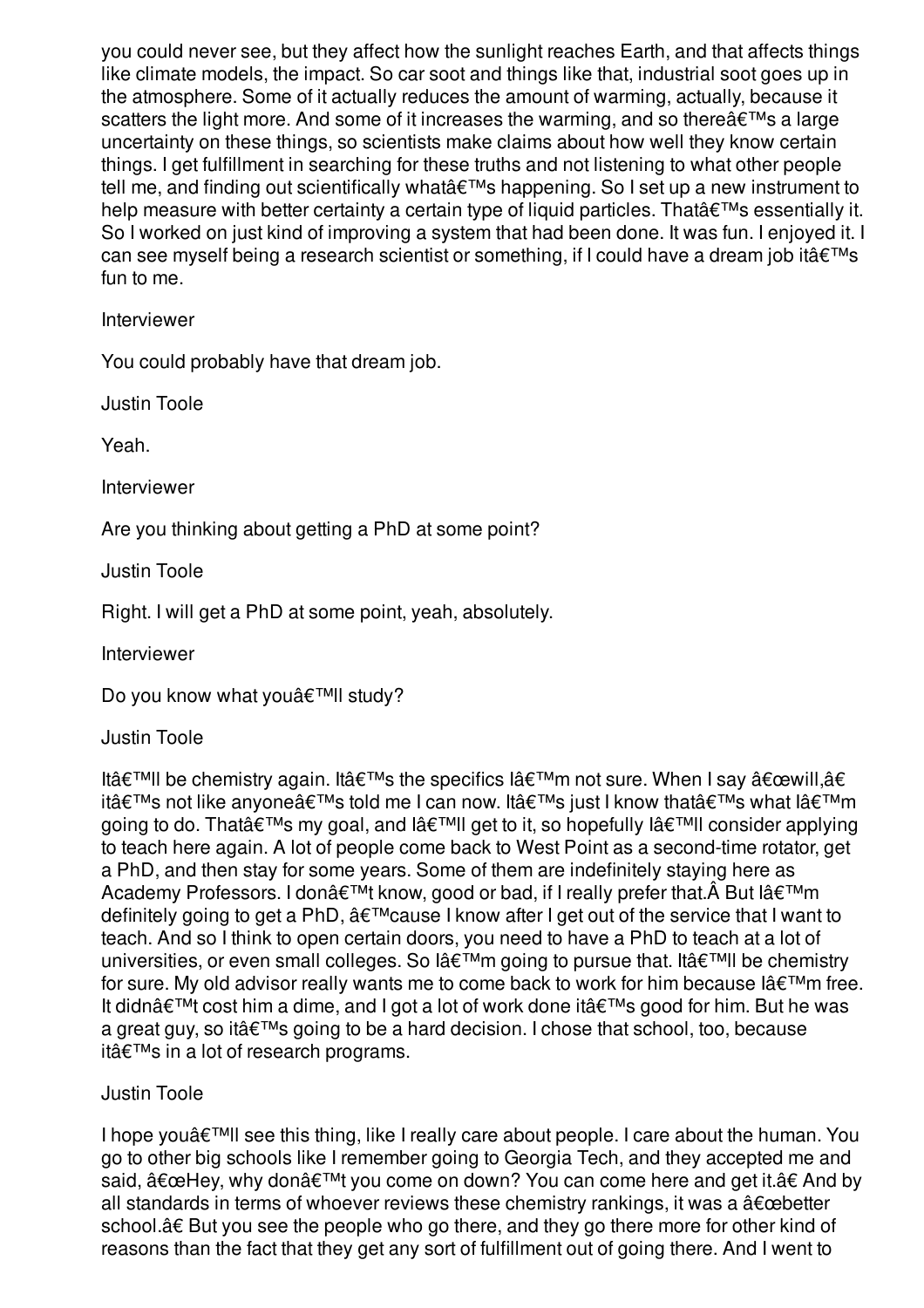you could never see, but they affect how the sunlight reaches Earth, and that affects things like climate models, the impact. So car soot and things like that, industrial soot goes up in the atmosphere. Some of it actually reduces the amount of warming, actually, because it scatters the light more. And some of it increases the warming, and so thereâ€™s a large uncertainty on these things, so scientists make claims about how well they know certain things. I get fulfillment in searching for these truths and not listening to what other people tell me, and finding out scientifically whatâ€™s happening. So I set up a new instrument to help measure with better certainty a certain type of liquid particles. Thatâ€™s essentially it. So I worked on just kind of improving a system that had been done. It was fun. I enjoyed it. I can see myself being a research scientist or something, if I could have a dream job itâ€™s fun to me.

Interviewer

You could probably have that dream job.

Justin Toole

Yeah.

Interviewer

Are you thinking about getting a PhD at some point?

Justin Toole

Right. I will get a PhD at some point, yeah, absolutely.

Interviewer

Do you know what youâ€™ll study?

Justin Toole

Itâ€™ll be chemistry again. Itâ€™s the specifics Iâ€™m not sure. When I say â€œwill,â€ itâ€™s not like anyoneâ€™s told me I can now. Itâ€™s just I know thatâ€™s what Iâ€™m going to do. Thatâ€™s my goal, and Iâ€™ll get to it, so hopefully Iâ€™ll consider applying to teach here again. A lot of people come back to West Point as a second-time rotator, get a PhD, and then stay for some years. Some of them are indefinitely staying here as Academy Professors. I donâ€™t know, good or bad, if I really prefer that.Â But Iâ€™m definitely going to get a PhD, â€™cause I know after I get out of the service that I want to teach. And so I think to open certain doors, you need to have a PhD to teach at a lot of universities, or even small colleges. So Iâ€™m going to pursue that. Itâ€™ll be chemistry for sure. My old advisor really wants me to come back to work for him because Iâ€™m free. It didnâ€™t cost him a dime, and I got a lot of work done itâ€™s good for him. But he was a great guy, so itâ€™s going to be a hard decision. I chose that school, too, because itâ€™s in a lot of research programs.

Justin Toole

I hope youâ€™ll see this thing, like I really care about people. I care about the human. You go to other big schools like I remember going to Georgia Tech, and they accepted me and said, â€œHey, why donâ€™t you come on down? You can come here and get it.â€ And by all standards in terms of whoever reviews these chemistry rankings, it was a â€œbetter school.â€ But you see the people who go there, and they go there more for other kind of reasons than the fact that they get any sort of fulfillment out of going there. And I went to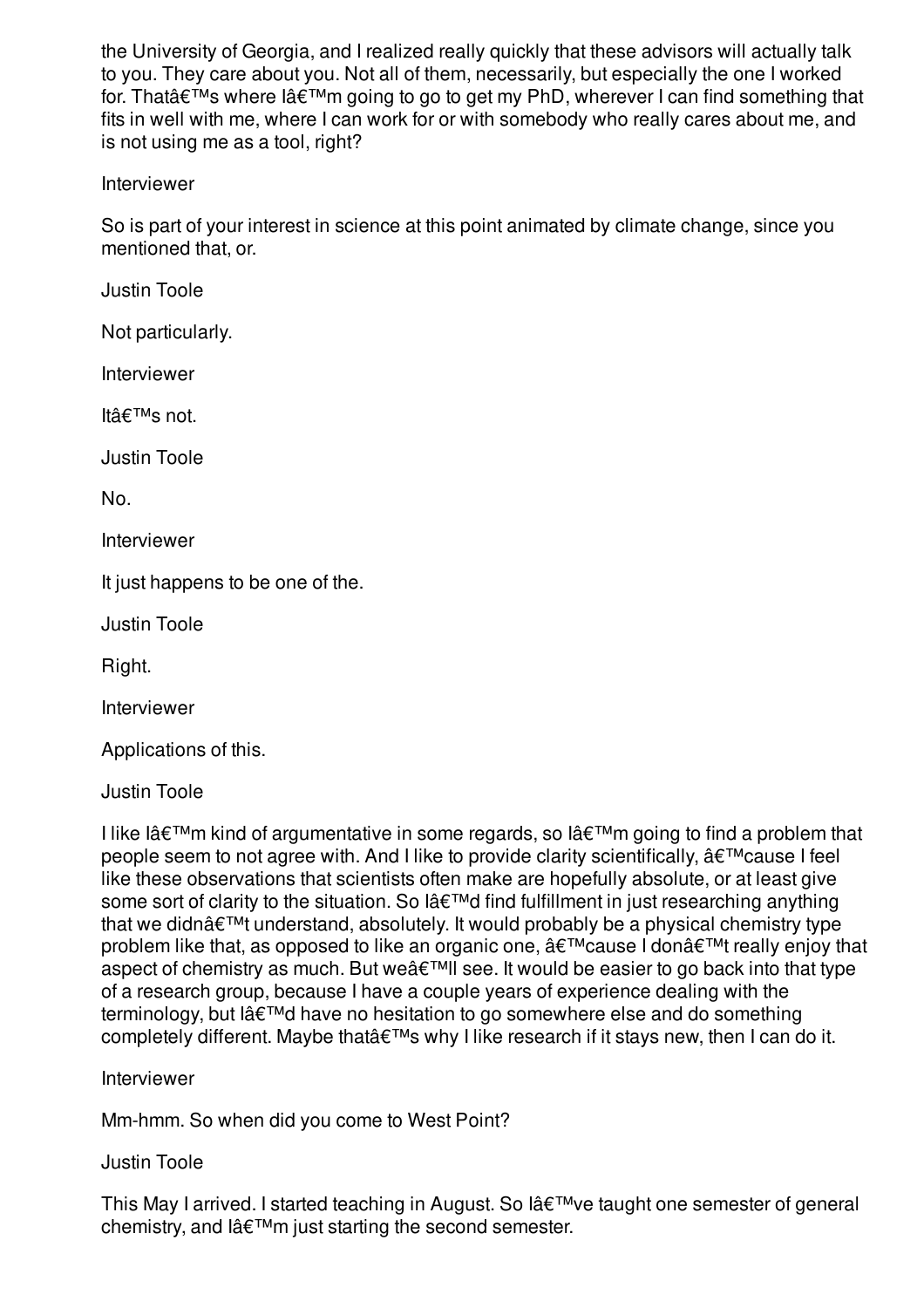the University of Georgia, and I realized really quickly that these advisors will actually talk to you. They care about you. Not all of them, necessarily, but especially the one I worked for. Thatâ€™s where Iâ€™m going to go to get my PhD, wherever I can find something that fits in well with me, where I can work for or with somebody who really cares about me, and is not using me as a tool, right?

Interviewer

So is part of your interest in science at this point animated by climate change, since you mentioned that, or.

Justin Toole

Not particularly.

Interviewer

Itâ€™s not.

Justin Toole

No.

Interviewer

It just happens to be one of the.

Justin Toole

Right.

Interviewer

Applications of this.

Justin Toole

I like Iâ€™m kind of argumentative in some regards, so Iâ€™m going to find a problem that people seem to not agree with. And I like to provide clarity scientifically, â€™cause I feel like these observations that scientists often make are hopefully absolute, or at least give some sort of clarity to the situation. So Iâ€™d find fulfillment in just researching anything that we didnâ€™t understand, absolutely. It would probably be a physical chemistry type problem like that, as opposed to like an organic one, â€™cause I donâ€™t really enjoy that aspect of chemistry as much. But weâ€™ll see. It would be easier to go back into that type of a research group, because I have a couple years of experience dealing with the terminology, but Iâ€™d have no hesitation to go somewhere else and do something completely different. Maybe thatâ€™s why I like research if it stays new, then I can do it.

Interviewer

Mm-hmm. So when did you come to West Point?

Justin Toole

This May I arrived. I started teaching in August. So Iâ€™ve taught one semester of general chemistry, and Iâ€™m just starting the second semester.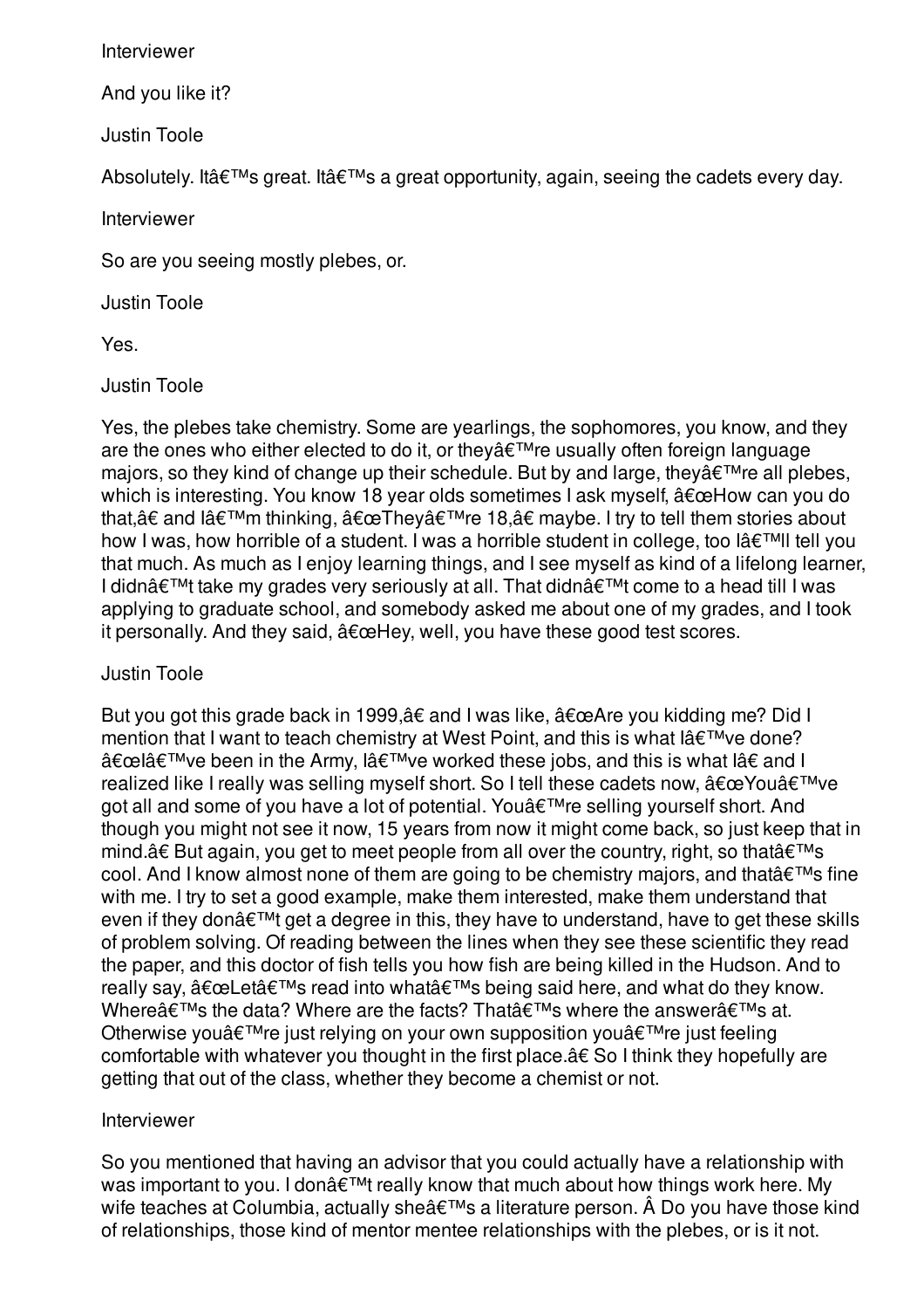Interviewer

And you like it?

Justin Toole

Absolutely. Itâ€™s great. Itâ€™s a great opportunity, again, seeing the cadets every day.

Interviewer

So are you seeing mostly plebes, or.

Justin Toole

Yes.

Justin Toole

Yes, the plebes take chemistry. Some are yearlings, the sophomores, you know, and they are the ones who either elected to do it, or theyâ€™re usually often foreign language majors, so they kind of change up their schedule. But by and large, theyâ€™re all plebes, which is interesting. You know 18 year olds sometimes I ask myself, â€œHow can you do that,â€ and Iâ€™m thinking, â€œTheyâ€™re 18,â€ maybe. I try to tell them stories about how I was, how horrible of a student. I was a horrible student in college, too Iâ€™ll tell you that much. As much as I enjoy learning things, and I see myself as kind of a lifelong learner, I didnâ€™t take my grades very seriously at all. That didnâ€™t come to a head till I was applying to graduate school, and somebody asked me about one of my grades, and I took it personally. And they said, â€œHey, well, you have these good test scores.

Justin Toole

But you got this grade back in 1999,â€ and I was like, â€œAre you kidding me? Did I mention that I want to teach chemistry at West Point, and this is what Iâ€™ve done? â€œIâ€™ve been in the Army, Iâ€™ve worked these jobs, and this is what Iâ€ and I realized like I really was selling myself short. So I tell these cadets now, â€œYouâ€™ve got all and some of you have a lot of potential. Youâ€™re selling yourself short. And though you might not see it now, 15 years from now it might come back, so just keep that in mind.â€ But again, you get to meet people from all over the country, right, so thatâ€™s cool. And I know almost none of them are going to be chemistry majors, and thatâ€™s fine with me. I try to set a good example, make them interested, make them understand that even if they donâ€™t get a degree in this, they have to understand, have to get these skills of problem solving. Of reading between the lines when they see these scientific they read the paper, and this doctor of fish tells you how fish are being killed in the Hudson. And to really say, â€œLetâ€™s read into whatâ€™s being said here, and what do they know. Whereâ€™s the data? Where are the facts? Thatâ€™s where the answerâ€™s at. Otherwise youâ€™re just relying on your own supposition youâ€™re just feeling comfortable with whatever you thought in the first place.â€ So I think they hopefully are getting that out of the class, whether they become a chemist or not.

Interviewer

So you mentioned that having an advisor that you could actually have a relationship with was important to you. I donâ€™t really know that much about how things work here. My wife teaches at Columbia, actually sheâ€™s a literature person. Â Do you have those kind of relationships, those kind of mentor mentee relationships with the plebes, or is it not.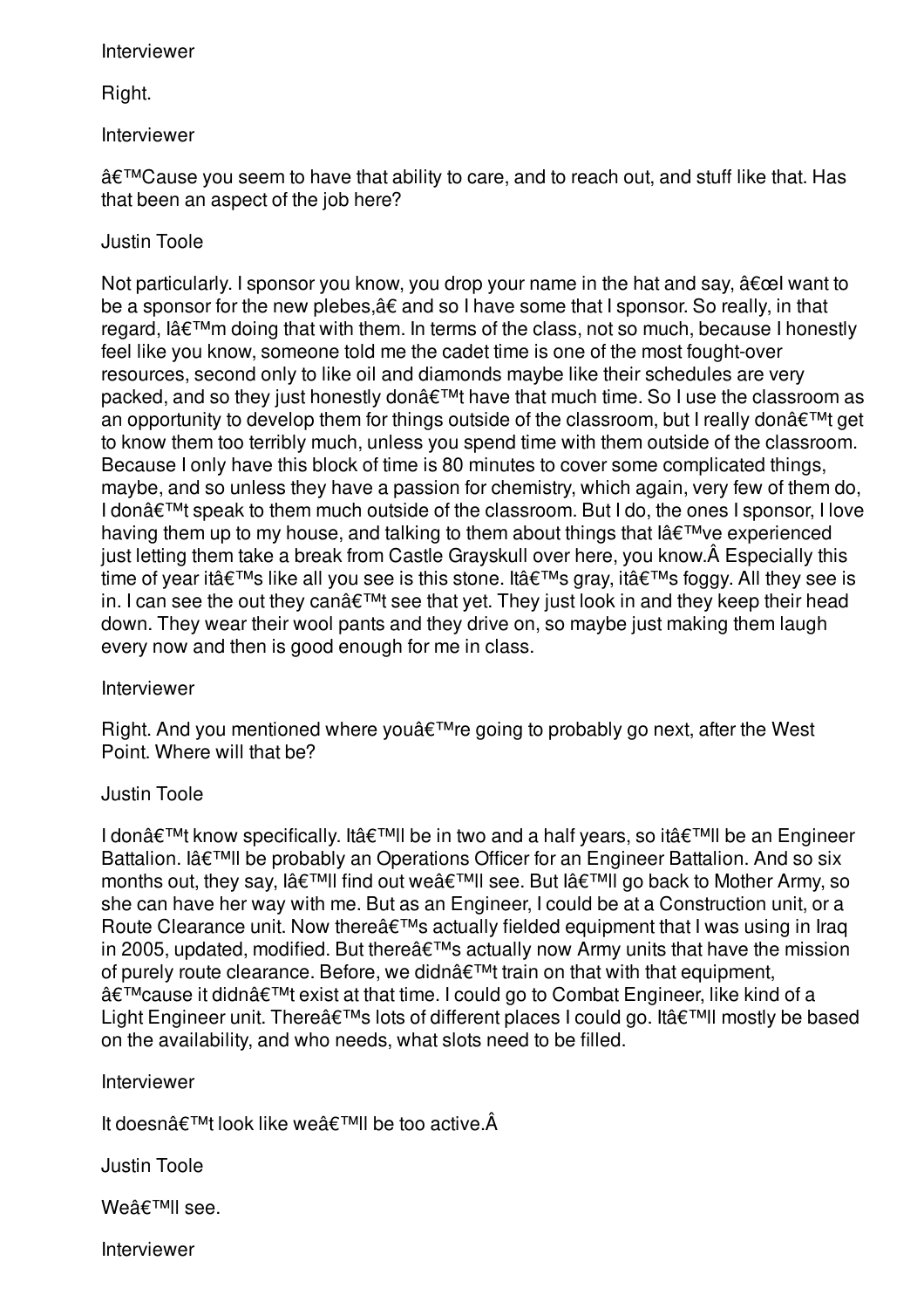Interviewer

Right.

Interviewer

â€™Cause you seem to have that ability to care, and to reach out, and stuff like that. Has that been an aspect of the job here?

Justin Toole

Not particularly. I sponsor you know, you drop your name in the hat and say, â€œI want to be a sponsor for the new plebes,â€ and so I have some that I sponsor. So really, in that regard, Iâ€™m doing that with them. In terms of the class, not so much, because I honestly feel like you know, someone told me the cadet time is one of the most fought-over resources, second only to like oil and diamonds maybe like their schedules are very packed, and so they just honestly donâ€™t have that much time. So I use the classroom as an opportunity to develop them for things outside of the classroom, but I really donâ€™t get to know them too terribly much, unless you spend time with them outside of the classroom. Because I only have this block of time is 80 minutes to cover some complicated things, maybe, and so unless they have a passion for chemistry, which again, very few of them do, I donâ€™t speak to them much outside of the classroom. But I do, the ones I sponsor, I love having them up to my house, and talking to them about things that Iâ€™ve experienced just letting them take a break from Castle Grayskull over here, you know.Â Especially this time of year itâ€™s like all you see is this stone. Itâ€™s gray, itâ€™s foggy. All they see is in. I can see the out they canâ€™t see that yet. They just look in and they keep their head down. They wear their wool pants and they drive on, so maybe just making them laugh every now and then is good enough for me in class.

Interviewer

Right. And you mentioned where youâ€™re going to probably go next, after the West Point. Where will that be?

Justin Toole

I donâ€™t know specifically. Itâ€™ll be in two and a half years, so itâ€™ll be an Engineer Battalion. Iâ€™ll be probably an Operations Officer for an Engineer Battalion. And so six months out, they say, Iâ€™ll find out weâ€™ll see. But Iâ€™ll go back to Mother Army, so she can have her way with me. But as an Engineer, I could be at a Construction unit, or a Route Clearance unit. Now thereâ€™s actually fielded equipment that I was using in Iraq in 2005, updated, modified. But thereâ€™s actually now Army units that have the mission of purely route clearance. Before, we didnâ€™t train on that with that equipment, â€™cause it didnâ€™t exist at that time. I could go to Combat Engineer, like kind of a Light Engineer unit. Thereâ€™s lots of different places I could go. Itâ€™ll mostly be based on the availability, and who needs, what slots need to be filled.

Interviewer

It doesnâ€™t look like weâ€™ll be too active.Â

Justin Toole

Weâ€™ll see.

Interviewer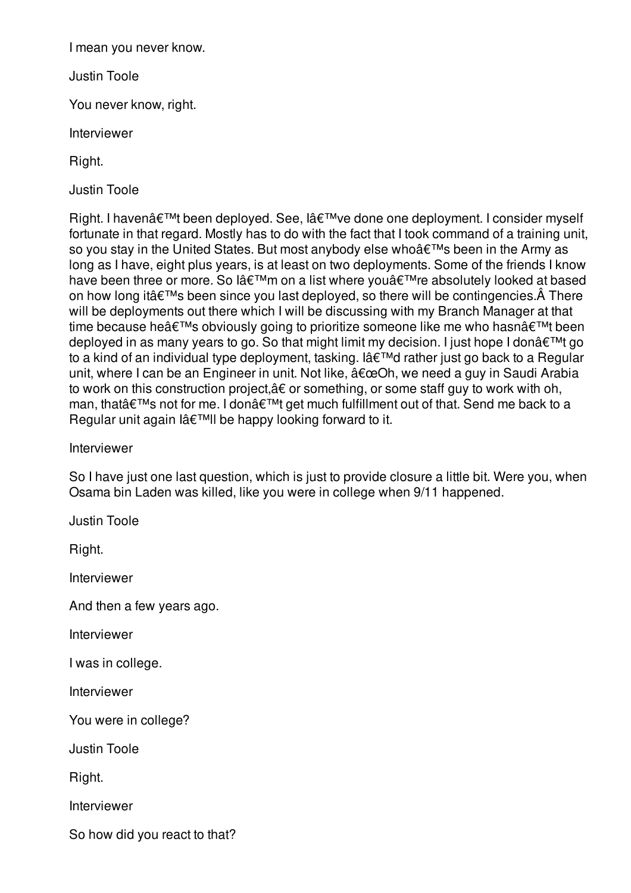I mean you never know.

Justin Toole

You never know, right.

Interviewer

Right.

Justin Toole

Right. I havenâ€™t been deployed. See, Iâ€™ve done one deployment. I consider myself fortunate in that regard. Mostly has to do with the fact that I took command of a training unit, so you stay in the United States. But most anybody else whoâ€™s been in the Army as long as I have, eight plus years, is at least on two deployments. Some of the friends I know have been three or more. So Iâ€™m on a list where youâ€™re absolutely looked at based on how long itâ€™s been since you last deployed, so there will be contingencies.Â There will be deployments out there which I will be discussing with my Branch Manager at that time because heâ€™s obviously going to prioritize someone like me who hasnâ€™t been deployed in as many years to go. So that might limit my decision. I just hope I donâ€™t go to a kind of an individual type deployment, tasking. Iâ€™d rather just go back to a Regular unit, where I can be an Engineer in unit. Not like, â€œOh, we need a guy in Saudi Arabia to work on this construction project,â€ or something, or some staff guy to work with oh, man, thatâ€™s not for me. I donâ€™t get much fulfillment out of that. Send me back to a Regular unit again Iâ€™ll be happy looking forward to it.

Interviewer

So I have just one last question, which is just to provide closure a little bit. Were you, when Osama bin Laden was killed, like you were in college when 9/11 happened.

Justin Toole

Right.

Interviewer

And then a few years ago.

Interviewer

I was in college.

Interviewer

You were in college?

Justin Toole

Right.

Interviewer

So how did you react to that?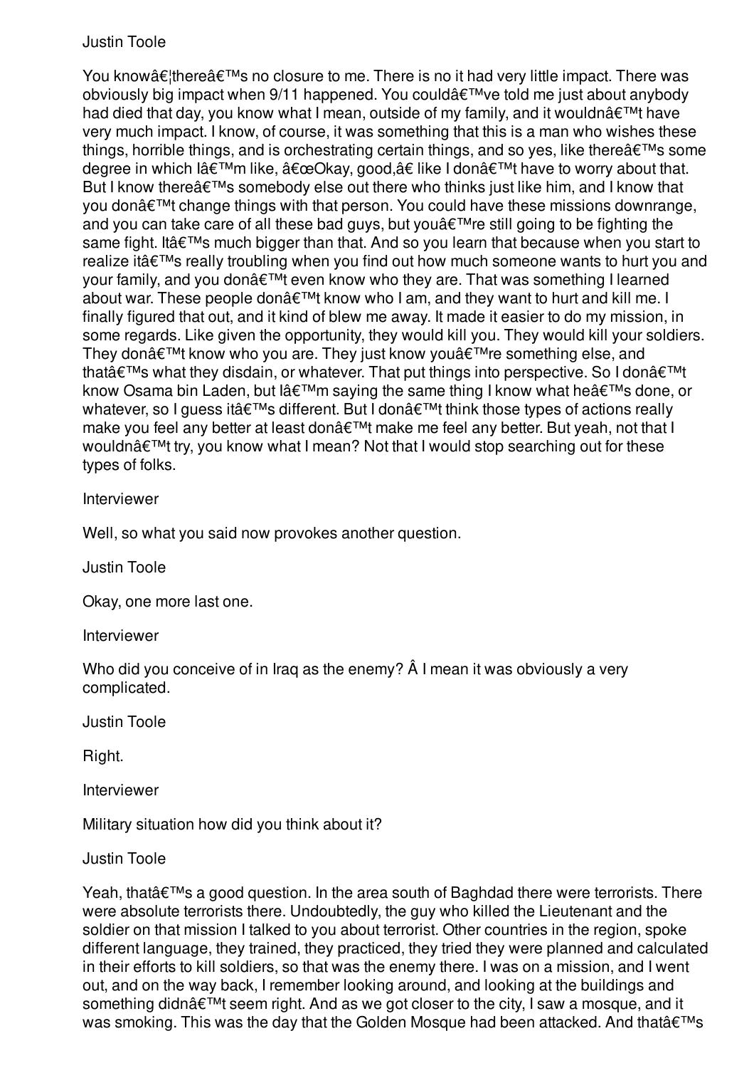Justin Toole

You knowâ€¦thereâ€™s no closure to me. There is no it had very little impact. There was obviously big impact when 9/11 happened. You couldâ€™ve told me just about anybody had died that day, you know what I mean, outside of my family, and it wouldnâ€™t have very much impact. I know, of course, it was something that this is a man who wishes these things, horrible things, and is orchestrating certain things, and so yes, like thereâ€™s some degree in which Iâ€™m like, â€œOkay, good,â€ like I donâ€™t have to worry about that. But I know thereâ€™s somebody else out there who thinks just like him, and I know that you donâ€™t change things with that person. You could have these missions downrange, and you can take care of all these bad guys, but youâ€™re still going to be fighting the same fight. Itâ€™s much bigger than that. And so you learn that because when you start to realize itâ€™s really troubling when you find out how much someone wants to hurt you and your family, and you donâ€™t even know who they are. That was something I learned about war. These people donâ€™t know who I am, and they want to hurt and kill me. I finally figured that out, and it kind of blew me away. It made it easier to do my mission, in some regards. Like given the opportunity, they would kill you. They would kill your soldiers. They donâ€™t know who you are. They just know youâ€™re something else, and thatâ€™s what they disdain, or whatever. That put things into perspective. So I donâ€™t know Osama bin Laden, but Iâ€™m saying the same thing I know what heâ€™s done, or whatever, so I guess itâ€™s different. But I donâ€™t think those types of actions really make you feel any better at least donâ€™t make me feel any better. But yeah, not that I wouldnâ€™t try, you know what I mean? Not that I would stop searching out for these types of folks.

Interviewer

Well, so what you said now provokes another question.

Justin Toole

Okay, one more last one.

Interviewer

Who did you conceive of in Iraq as the enemy? Â I mean it was obviously a very complicated.

Justin Toole

Right.

Interviewer

Military situation how did you think about it?

Justin Toole

Yeah, thatâ€™s a good question. In the area south of Baghdad there were terrorists. There were absolute terrorists there. Undoubtedly, the guy who killed the Lieutenant and the soldier on that mission I talked to you about terrorist. Other countries in the region, spoke different language, they trained, they practiced, they tried they were planned and calculated in their efforts to kill soldiers, so that was the enemy there. I was on a mission, and I went out, and on the way back, I remember looking around, and looking at the buildings and something didnâ€™t seem right. And as we got closer to the city, I saw a mosque, and it was smoking. This was the day that the Golden Mosque had been attacked. And thatâ€™s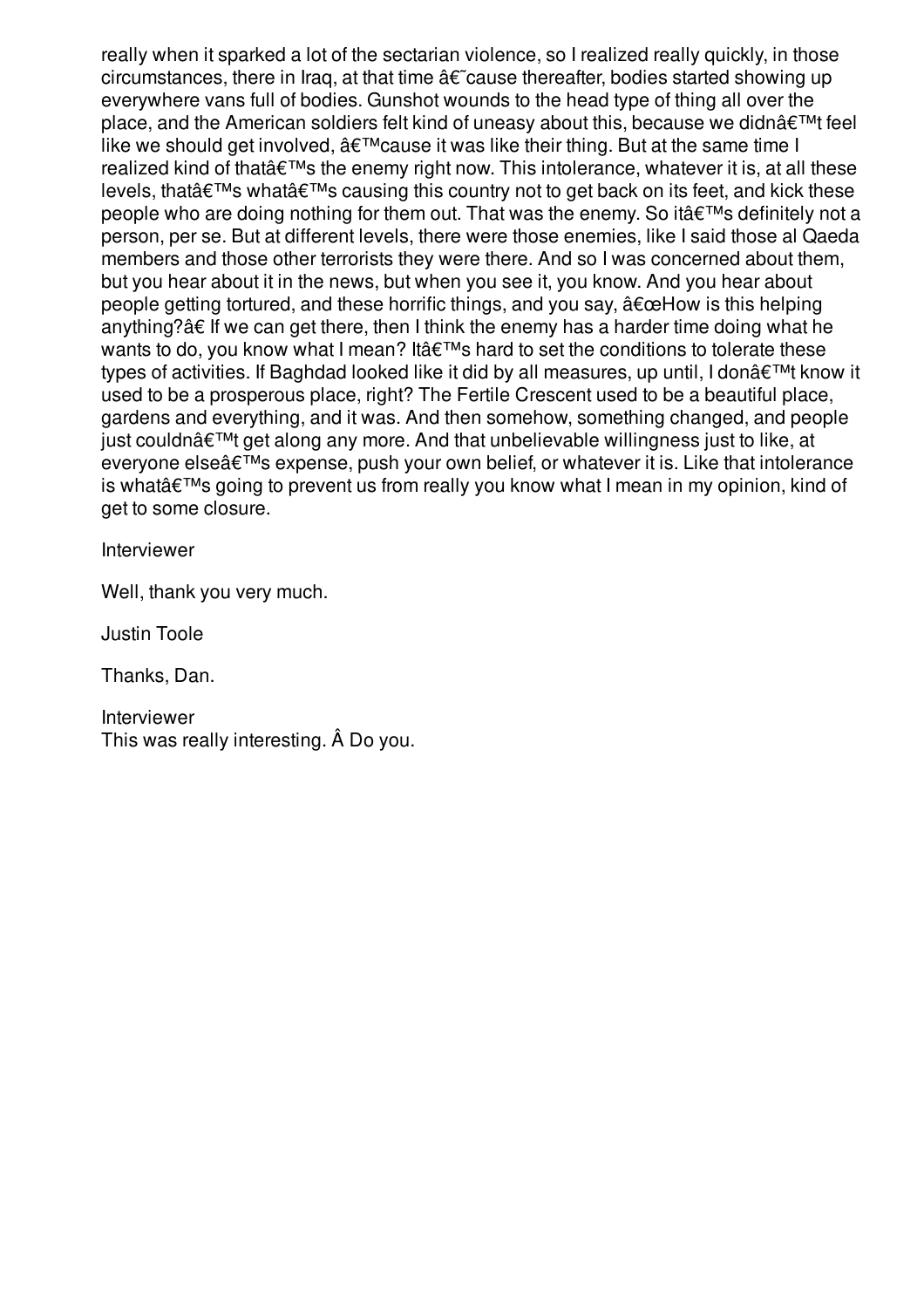really when it sparked a lot of the sectarian violence, so I realized really quickly, in those circumstances, there in Iraq, at that time â€˜cause thereafter, bodies started showing up everywhere vans full of bodies. Gunshot wounds to the head type of thing all over the place, and the American soldiers felt kind of uneasy about this, because we didnâ€™t feel like we should get involved, â€™cause it was like their thing. But at the same time I realized kind of thatâ€™s the enemy right now. This intolerance, whatever it is, at all these levels, thatâ€™s whatâ€™s causing this country not to get back on its feet, and kick these people who are doing nothing for them out. That was the enemy. So itâ€™s definitely not a person, per se. But at different levels, there were those enemies, like I said those al Qaeda members and those other terrorists they were there. And so I was concerned about them, but you hear about it in the news, but when you see it, you know. And you hear about people getting tortured, and these horrific things, and you say, â€œHow is this helping anything?â€ If we can get there, then I think the enemy has a harder time doing what he wants to do, you know what I mean? Itâ€™s hard to set the conditions to tolerate these types of activities. If Baghdad looked like it did by all measures, up until, I donâ€™t know it used to be a prosperous place, right? The Fertile Crescent used to be a beautiful place, gardens and everything, and it was. And then somehow, something changed, and people just couldnâ€™t get along any more. And that unbelievable willingness just to like, at everyone elseâ€™s expense, push your own belief, or whatever it is. Like that intolerance is whatâ€™s going to prevent us from really you know what I mean in my opinion, kind of get to some closure.

Interviewer

Well, thank you very much.

Justin Toole

Thanks, Dan.

Interviewer
This was really interesting. Â Do you.